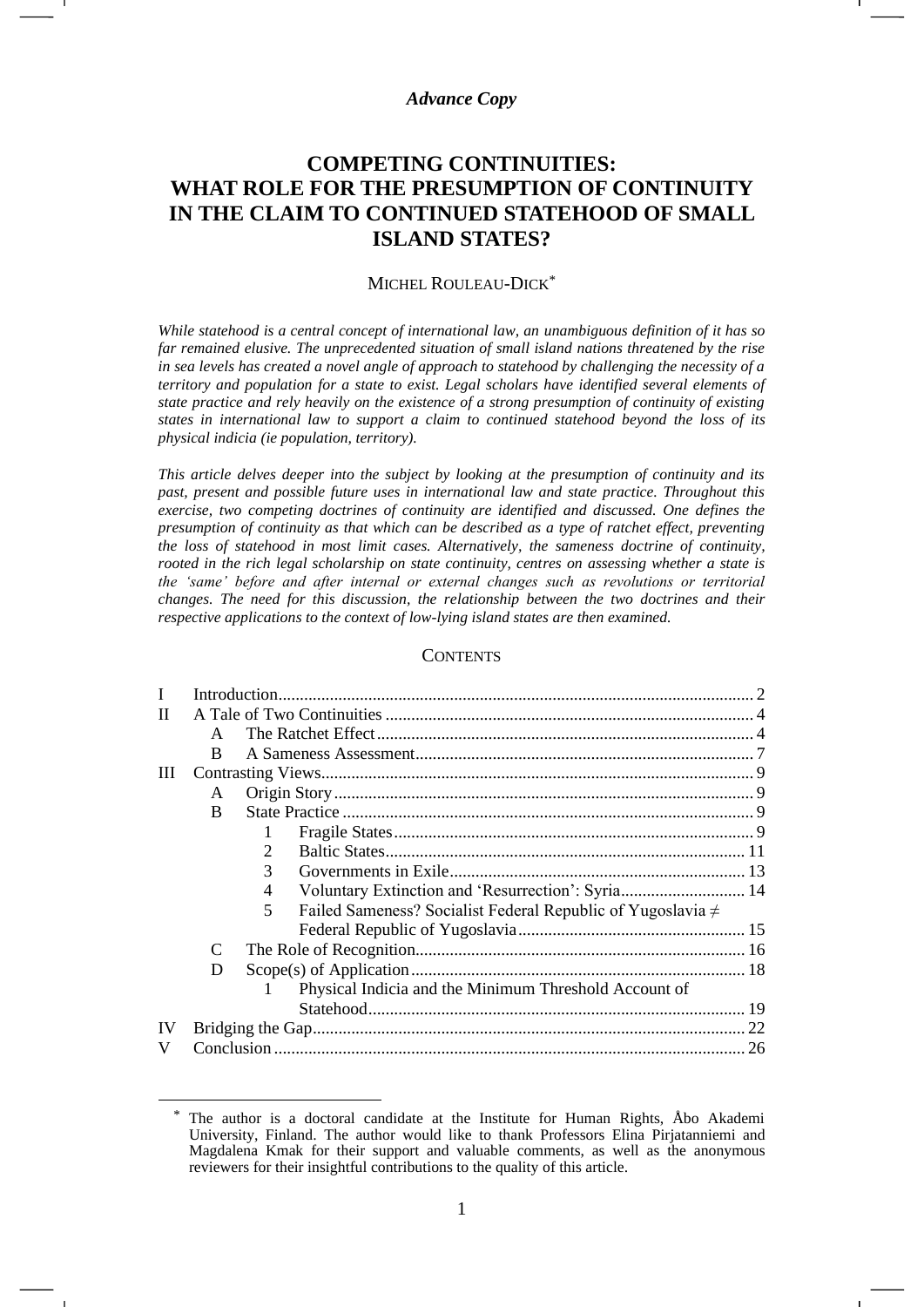*Advance Copy*

# COMPETING CONTINUITIES: WHAT ROLE FOR THE PRESUMPTION OF CONTINUITY IN THE CLAIM TO CONTINUED STATEHOOD OF SMALL ISLAND STATES?

MICHEL ROULEAU-DICK[*]

*While statehood is a central concept of international law, an unambiguous definition of it has so far remained elusive. The unprecedented situation of small island nations threatened by the rise in sea levels has created a novel angle of approach to statehood by challenging the necessity of a territory and population for a state to exist. Legal scholars have identified several elements of state practice and rely heavily on the existence of a strong presumption of continuity of existing states in international law to support a claim to continued statehood beyond the loss of its physical indicia (ie population, territory).*

*This article delves deeper into the subject by looking at the presumption of continuity and its past, present and possible future uses in international law and state practice. Throughout this exercise, two competing doctrines of continuity are identified and discussed. One defines the presumption of continuity as that which can be described as a type of ratchet effect, preventing the loss of statehood in most limit cases. Alternatively, the sameness doctrine of continuity, rooted in the rich legal scholarship on state continuity, centres on assessing whether a state is the 'same' before and after internal or external changes such as revolutions or territorial changes. The need for this discussion, the relationship between the two doctrines and their respective applications to the context of low-lying island states are then examined.*

## CONTENTS

- I Introduction .... 2
- II A Tale of Two Continuities .... 4
  - A The Ratchet Effect .... 4
  - B A Sameness Assessment .... 7
- III Contrasting Views .... 9
  - A Origin Story .... 9
  - B State Practice .... 9
    - 1 Fragile States .... 9
    - 2 Baltic States .... 11
    - 3 Governments in Exile .... 13
    - 4 Voluntary Extinction and 'Resurrection': Syria .... 14
    - 5 Failed Sameness? Socialist Federal Republic of Yugoslavia ≠ Federal Republic of Yugoslavia .... 15
  - C The Role of Recognition .... 16
  - D Scope(s) of Application .... 18
    - 1 Physical Indicia and the Minimum Threshold Account of Statehood .... 19
- IV Bridging the Gap .... 22
- V Conclusion .... 26

[*] The author is a doctoral candidate at the Institute for Human Rights, Åbo Akademi University, Finland. The author would like to thank Professors Elina Pirjatanniemi and Magdalena Kmak for their support and valuable comments, as well as the anonymous reviewers for their insightful contributions to the quality of this article.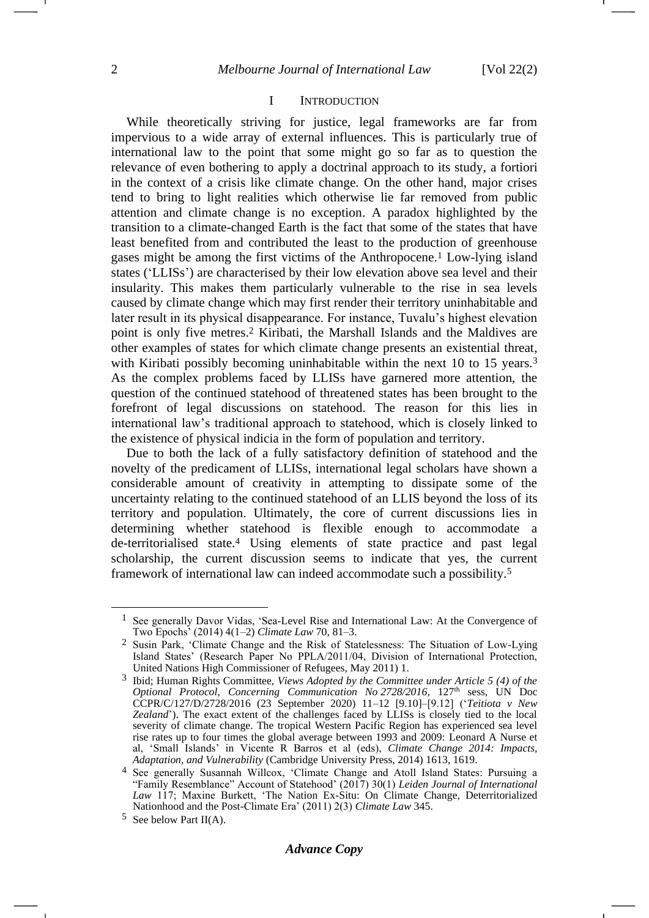## I INTRODUCTION

While theoretically striving for justice, legal frameworks are far from impervious to a wide array of external influences. This is particularly true of international law to the point that some might go so far as to question the relevance of even bothering to apply a doctrinal approach to its study, a fortiori in the context of a crisis like climate change. On the other hand, major crises tend to bring to light realities which otherwise lie far removed from public attention and climate change is no exception. A paradox highlighted by the transition to a climate-changed Earth is the fact that some of the states that have least benefited from and contributed the least to the production of greenhouse gases might be among the first victims of the Anthropocene.[1] Low-lying island states ('LLISs') are characterised by their low elevation above sea level and their insularity. This makes them particularly vulnerable to the rise in sea levels caused by climate change which may first render their territory uninhabitable and later result in its physical disappearance. For instance, Tuvalu's highest elevation point is only five metres.[2] Kiribati, the Marshall Islands and the Maldives are other examples of states for which climate change presents an existential threat, with Kiribati possibly becoming uninhabitable within the next 10 to 15 years.[3] As the complex problems faced by LLISs have garnered more attention, the question of the continued statehood of threatened states has been brought to the forefront of legal discussions on statehood. The reason for this lies in international law's traditional approach to statehood, which is closely linked to the existence of physical indicia in the form of population and territory.

Due to both the lack of a fully satisfactory definition of statehood and the novelty of the predicament of LLISs, international legal scholars have shown a considerable amount of creativity in attempting to dissipate some of the uncertainty relating to the continued statehood of an LLIS beyond the loss of its territory and population. Ultimately, the core of current discussions lies in determining whether statehood is flexible enough to accommodate a de-territorialised state.[4] Using elements of state practice and past legal scholarship, the current discussion seems to indicate that yes, the current framework of international law can indeed accommodate such a possibility.[5]

---

[1] See generally Davor Vidas, 'Sea-Level Rise and International Law: At the Convergence of Two Epochs' (2014) 4(1–2) *Climate Law* 70, 81–3.

[2] Susin Park, 'Climate Change and the Risk of Statelessness: The Situation of Low-Lying Island States' (Research Paper No PPLA/2011/04, Division of International Protection, United Nations High Commissioner of Refugees, May 2011) 1.

[3] Ibid; Human Rights Committee, *Views Adopted by the Committee under Article 5 (4) of the Optional Protocol, Concerning Communication No 2728/2016*, 127th sess, UN Doc CCPR/C/127/D/2728/2016 (23 September 2020) 11–12 [9.10]–[9.12] ('*Teitiota v New Zealand*'). The exact extent of the challenges faced by LLISs is closely tied to the local severity of climate change. The tropical Western Pacific Region has experienced sea level rise rates up to four times the global average between 1993 and 2009: Leonard A Nurse et al, 'Small Islands' in Vicente R Barros et al (eds), *Climate Change 2014: Impacts, Adaptation, and Vulnerability* (Cambridge University Press, 2014) 1613, 1619.

[4] See generally Susannah Willcox, 'Climate Change and Atoll Island States: Pursuing a "Family Resemblance" Account of Statehood' (2017) 30(1) *Leiden Journal of International Law* 117; Maxine Burkett, 'The Nation Ex-Situ: On Climate Change, Deterritorialized Nationhood and the Post-Climate Era' (2011) 2(3) *Climate Law* 345.

[5] See below Part II(A).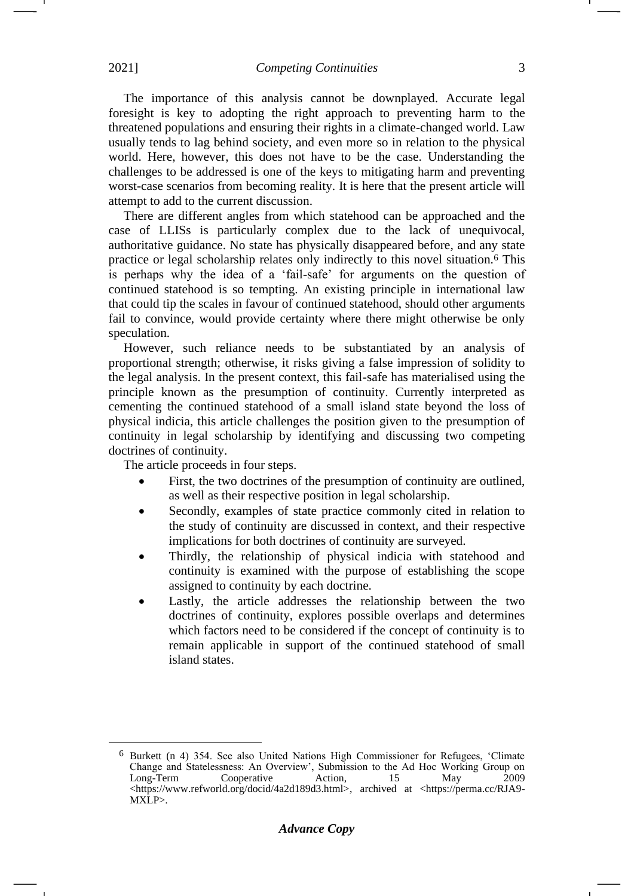The importance of this analysis cannot be downplayed. Accurate legal foresight is key to adopting the right approach to preventing harm to the threatened populations and ensuring their rights in a climate-changed world. Law usually tends to lag behind society, and even more so in relation to the physical world. Here, however, this does not have to be the case. Understanding the challenges to be addressed is one of the keys to mitigating harm and preventing worst-case scenarios from becoming reality. It is here that the present article will attempt to add to the current discussion.

There are different angles from which statehood can be approached and the case of LLISs is particularly complex due to the lack of unequivocal, authoritative guidance. No state has physically disappeared before, and any state practice or legal scholarship relates only indirectly to this novel situation.[6] This is perhaps why the idea of a 'fail-safe' for arguments on the question of continued statehood is so tempting. An existing principle in international law that could tip the scales in favour of continued statehood, should other arguments fail to convince, would provide certainty where there might otherwise be only speculation.

However, such reliance needs to be substantiated by an analysis of proportional strength; otherwise, it risks giving a false impression of solidity to the legal analysis. In the present context, this fail-safe has materialised using the principle known as the presumption of continuity. Currently interpreted as cementing the continued statehood of a small island state beyond the loss of physical indicia, this article challenges the position given to the presumption of continuity in legal scholarship by identifying and discussing two competing doctrines of continuity.

The article proceeds in four steps.

- First, the two doctrines of the presumption of continuity are outlined, as well as their respective position in legal scholarship.
- Secondly, examples of state practice commonly cited in relation to the study of continuity are discussed in context, and their respective implications for both doctrines of continuity are surveyed.
- Thirdly, the relationship of physical indicia with statehood and continuity is examined with the purpose of establishing the scope assigned to continuity by each doctrine.
- Lastly, the article addresses the relationship between the two doctrines of continuity, explores possible overlaps and determines which factors need to be considered if the concept of continuity is to remain applicable in support of the continued statehood of small island states.

---

[6] Burkett (n 4) 354. See also United Nations High Commissioner for Refugees, 'Climate Change and Statelessness: An Overview', Submission to the Ad Hoc Working Group on Long-Term Cooperative Action, 15 May 2009 <https://www.refworld.org/docid/4a2d189d3.html>, archived at <https://perma.cc/RJA9-MXLP>.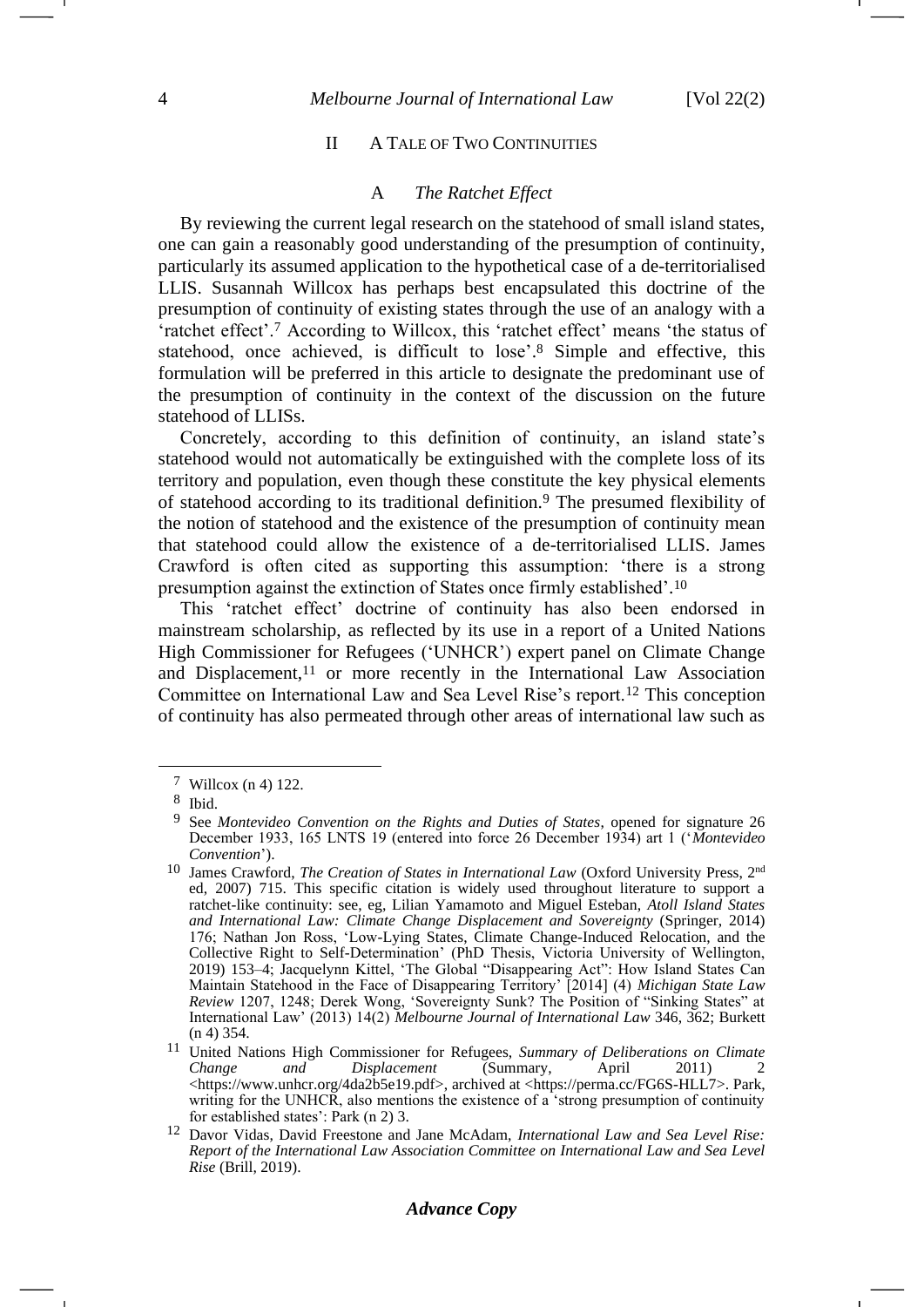## II A TALE OF TWO CONTINUITIES

### A *The Ratchet Effect*

By reviewing the current legal research on the statehood of small island states, one can gain a reasonably good understanding of the presumption of continuity, particularly its assumed application to the hypothetical case of a de-territorialised LLIS. Susannah Willcox has perhaps best encapsulated this doctrine of the presumption of continuity of existing states through the use of an analogy with a 'ratchet effect'.[7] According to Willcox, this 'ratchet effect' means 'the status of statehood, once achieved, is difficult to lose'.[8] Simple and effective, this formulation will be preferred in this article to designate the predominant use of the presumption of continuity in the context of the discussion on the future statehood of LLISs.

Concretely, according to this definition of continuity, an island state's statehood would not automatically be extinguished with the complete loss of its territory and population, even though these constitute the key physical elements of statehood according to its traditional definition.[9] The presumed flexibility of the notion of statehood and the existence of the presumption of continuity mean that statehood could allow the existence of a de-territorialised LLIS. James Crawford is often cited as supporting this assumption: 'there is a strong presumption against the extinction of States once firmly established'.[10]

This 'ratchet effect' doctrine of continuity has also been endorsed in mainstream scholarship, as reflected by its use in a report of a United Nations High Commissioner for Refugees ('UNHCR') expert panel on Climate Change and Displacement,[11] or more recently in the International Law Association Committee on International Law and Sea Level Rise's report.[12] This conception of continuity has also permeated through other areas of international law such as

---

[7] Willcox (n 4) 122.

[8] Ibid.

[9] See *Montevideo Convention on the Rights and Duties of States*, opened for signature 26 December 1933, 165 LNTS 19 (entered into force 26 December 1934) art 1 ('*Montevideo Convention*').

[10] James Crawford, *The Creation of States in International Law* (Oxford University Press, 2nd ed, 2007) 715. This specific citation is widely used throughout literature to support a ratchet-like continuity: see, eg, Lilian Yamamoto and Miguel Esteban, *Atoll Island States and International Law: Climate Change Displacement and Sovereignty* (Springer, 2014) 176; Nathan Jon Ross, 'Low-Lying States, Climate Change-Induced Relocation, and the Collective Right to Self-Determination' (PhD Thesis, Victoria University of Wellington, 2019) 153–4; Jacquelynn Kittel, 'The Global "Disappearing Act": How Island States Can Maintain Statehood in the Face of Disappearing Territory' [2014] (4) *Michigan State Law Review* 1207, 1248; Derek Wong, 'Sovereignty Sunk? The Position of "Sinking States" at International Law' (2013) 14(2) *Melbourne Journal of International Law* 346, 362; Burkett (n 4) 354.

[11] United Nations High Commissioner for Refugees, *Summary of Deliberations on Climate Change and Displacement* (Summary, April 2011) 2 <https://www.unhcr.org/4da2b5e19.pdf>, archived at <https://perma.cc/FG6S-HLL7>. Park, writing for the UNHCR, also mentions the existence of a 'strong presumption of continuity for established states': Park (n 2) 3.

[12] Davor Vidas, David Freestone and Jane McAdam, *International Law and Sea Level Rise: Report of the International Law Association Committee on International Law and Sea Level Rise* (Brill, 2019).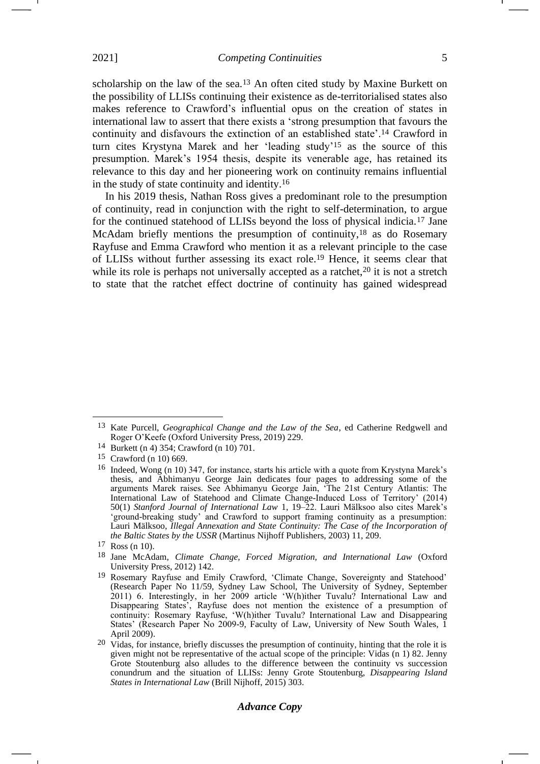scholarship on the law of the sea.[13] An often cited study by Maxine Burkett on the possibility of LLISs continuing their existence as de-territorialised states also makes reference to Crawford's influential opus on the creation of states in international law to assert that there exists a 'strong presumption that favours the continuity and disfavours the extinction of an established state'.[14] Crawford in turn cites Krystyna Marek and her 'leading study'[15] as the source of this presumption. Marek's 1954 thesis, despite its venerable age, has retained its relevance to this day and her pioneering work on continuity remains influential in the study of state continuity and identity.[16]

In his 2019 thesis, Nathan Ross gives a predominant role to the presumption of continuity, read in conjunction with the right to self-determination, to argue for the continued statehood of LLISs beyond the loss of physical indicia.[17] Jane McAdam briefly mentions the presumption of continuity,[18] as do Rosemary Rayfuse and Emma Crawford who mention it as a relevant principle to the case of LLISs without further assessing its exact role.[19] Hence, it seems clear that while its role is perhaps not universally accepted as a ratchet,[20] it is not a stretch to state that the ratchet effect doctrine of continuity has gained widespread

---

[13] Kate Purcell, *Geographical Change and the Law of the Sea*, ed Catherine Redgwell and Roger O'Keefe (Oxford University Press, 2019) 229.

[14] Burkett (n 4) 354; Crawford (n 10) 701.

[15] Crawford (n 10) 669.

[16] Indeed, Wong (n 10) 347, for instance, starts his article with a quote from Krystyna Marek's thesis, and Abhimanyu George Jain dedicates four pages to addressing some of the arguments Marek raises. See Abhimanyu George Jain, 'The 21st Century Atlantis: The International Law of Statehood and Climate Change-Induced Loss of Territory' (2014) 50(1) *Stanford Journal of International Law* 1, 19–22. Lauri Mälksoo also cites Marek's 'ground-breaking study' and Crawford to support framing continuity as a presumption: Lauri Mälksoo, *Illegal Annexation and State Continuity: The Case of the Incorporation of the Baltic States by the USSR* (Martinus Nijhoff Publishers, 2003) 11, 209.

[17] Ross (n 10).

[18] Jane McAdam, *Climate Change, Forced Migration, and International Law* (Oxford University Press, 2012) 142.

[19] Rosemary Rayfuse and Emily Crawford, 'Climate Change, Sovereignty and Statehood' (Research Paper No 11/59, Sydney Law School, The University of Sydney, September 2011) 6. Interestingly, in her 2009 article 'W(h)ither Tuvalu? International Law and Disappearing States', Rayfuse does not mention the existence of a presumption of continuity: Rosemary Rayfuse, 'W(h)ither Tuvalu? International Law and Disappearing States' (Research Paper No 2009-9, Faculty of Law, University of New South Wales, 1 April 2009).

[20] Vidas, for instance, briefly discusses the presumption of continuity, hinting that the role it is given might not be representative of the actual scope of the principle: Vidas (n 1) 82. Jenny Grote Stoutenburg also alludes to the difference between the continuity vs succession conundrum and the situation of LLISs: Jenny Grote Stoutenburg, *Disappearing Island States in International Law* (Brill Nijhoff, 2015) 303.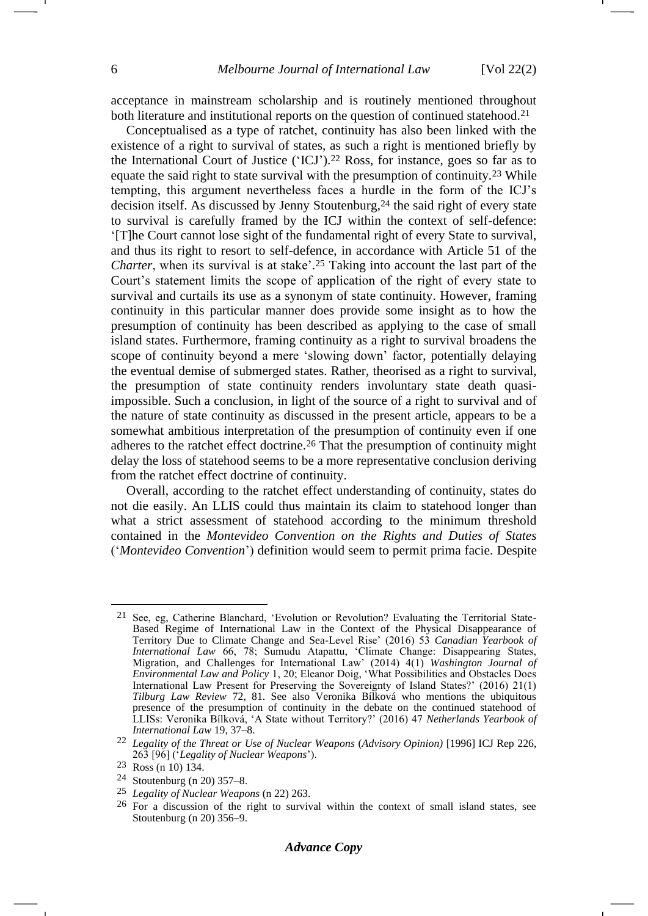acceptance in mainstream scholarship and is routinely mentioned throughout both literature and institutional reports on the question of continued statehood.[21]

Conceptualised as a type of ratchet, continuity has also been linked with the existence of a right to survival of states, as such a right is mentioned briefly by the International Court of Justice ('ICJ').[22] Ross, for instance, goes so far as to equate the said right to state survival with the presumption of continuity.[23] While tempting, this argument nevertheless faces a hurdle in the form of the ICJ's decision itself. As discussed by Jenny Stoutenburg,[24] the said right of every state to survival is carefully framed by the ICJ within the context of self-defence: '[T]he Court cannot lose sight of the fundamental right of every State to survival, and thus its right to resort to self-defence, in accordance with Article 51 of the *Charter*, when its survival is at stake'.[25] Taking into account the last part of the Court's statement limits the scope of application of the right of every state to survival and curtails its use as a synonym of state continuity. However, framing continuity in this particular manner does provide some insight as to how the presumption of continuity has been described as applying to the case of small island states. Furthermore, framing continuity as a right to survival broadens the scope of continuity beyond a mere 'slowing down' factor, potentially delaying the eventual demise of submerged states. Rather, theorised as a right to survival, the presumption of state continuity renders involuntary state death quasi-impossible. Such a conclusion, in light of the source of a right to survival and of the nature of state continuity as discussed in the present article, appears to be a somewhat ambitious interpretation of the presumption of continuity even if one adheres to the ratchet effect doctrine.[26] That the presumption of continuity might delay the loss of statehood seems to be a more representative conclusion deriving from the ratchet effect doctrine of continuity.

Overall, according to the ratchet effect understanding of continuity, states do not die easily. An LLIS could thus maintain its claim to statehood longer than what a strict assessment of statehood according to the minimum threshold contained in the *Montevideo Convention on the Rights and Duties of States* ('*Montevideo Convention*') definition would seem to permit prima facie. Despite

---

21 See, eg, Catherine Blanchard, 'Evolution or Revolution? Evaluating the Territorial State-Based Regime of International Law in the Context of the Physical Disappearance of Territory Due to Climate Change and Sea-Level Rise' (2016) 53 *Canadian Yearbook of International Law* 66, 78; Sumudu Atapattu, 'Climate Change: Disappearing States, Migration, and Challenges for International Law' (2014) 4(1) *Washington Journal of Environmental Law and Policy* 1, 20; Eleanor Doig, 'What Possibilities and Obstacles Does International Law Present for Preserving the Sovereignty of Island States?' (2016) 21(1) *Tilburg Law Review* 72, 81. See also Veronika Bílková who mentions the ubiquitous presence of the presumption of continuity in the debate on the continued statehood of LLISs: Veronika Bílková, 'A State without Territory?' (2016) 47 *Netherlands Yearbook of International Law* 19, 37–8.

22 *Legality of the Threat or Use of Nuclear Weapons* (*Advisory Opinion)* [1996] ICJ Rep 226, 263 [96] ('*Legality of Nuclear Weapons*').

23 Ross (n 10) 134.

24 Stoutenburg (n 20) 357–8.

25 *Legality of Nuclear Weapons* (n 22) 263.

26 For a discussion of the right to survival within the context of small island states, see Stoutenburg (n 20) 356–9.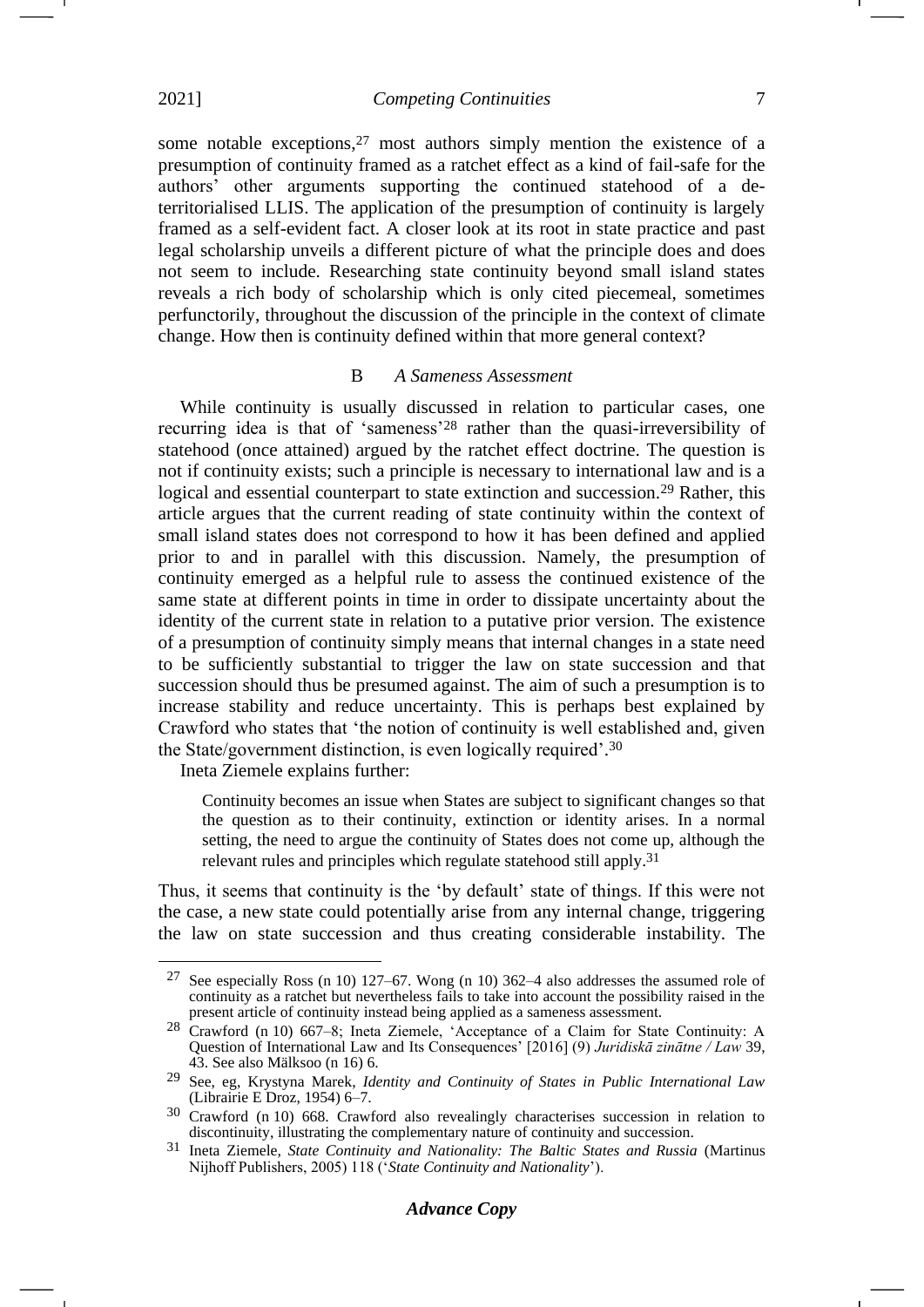some notable exceptions,[27] most authors simply mention the existence of a presumption of continuity framed as a ratchet effect as a kind of fail-safe for the authors' other arguments supporting the continued statehood of a de-territorialised LLIS. The application of the presumption of continuity is largely framed as a self-evident fact. A closer look at its root in state practice and past legal scholarship unveils a different picture of what the principle does and does not seem to include. Researching state continuity beyond small island states reveals a rich body of scholarship which is only cited piecemeal, sometimes perfunctorily, throughout the discussion of the principle in the context of climate change. How then is continuity defined within that more general context?

### B *A Sameness Assessment*

While continuity is usually discussed in relation to particular cases, one recurring idea is that of 'sameness'[28] rather than the quasi-irreversibility of statehood (once attained) argued by the ratchet effect doctrine. The question is not if continuity exists; such a principle is necessary to international law and is a logical and essential counterpart to state extinction and succession.[29] Rather, this article argues that the current reading of state continuity within the context of small island states does not correspond to how it has been defined and applied prior to and in parallel with this discussion. Namely, the presumption of continuity emerged as a helpful rule to assess the continued existence of the same state at different points in time in order to dissipate uncertainty about the identity of the current state in relation to a putative prior version. The existence of a presumption of continuity simply means that internal changes in a state need to be sufficiently substantial to trigger the law on state succession and that succession should thus be presumed against. The aim of such a presumption is to increase stability and reduce uncertainty. This is perhaps best explained by Crawford who states that 'the notion of continuity is well established and, given the State/government distinction, is even logically required'.[30]

Ineta Ziemele explains further:

> Continuity becomes an issue when States are subject to significant changes so that the question as to their continuity, extinction or identity arises. In a normal setting, the need to argue the continuity of States does not come up, although the relevant rules and principles which regulate statehood still apply.[31]

Thus, it seems that continuity is the 'by default' state of things. If this were not the case, a new state could potentially arise from any internal change, triggering the law on state succession and thus creating considerable instability. The

---

[27] See especially Ross (n 10) 127–67. Wong (n 10) 362–4 also addresses the assumed role of continuity as a ratchet but nevertheless fails to take into account the possibility raised in the present article of continuity instead being applied as a sameness assessment.

[28] Crawford (n 10) 667–8; Ineta Ziemele, 'Acceptance of a Claim for State Continuity: A Question of International Law and Its Consequences' [2016] (9) *Juridiskā zinātne / Law* 39, 43. See also Mälksoo (n 16) 6.

[29] See, eg, Krystyna Marek, *Identity and Continuity of States in Public International Law* (Librairie E Droz, 1954) 6–7.

[30] Crawford (n 10) 668. Crawford also revealingly characterises succession in relation to discontinuity, illustrating the complementary nature of continuity and succession.

[31] Ineta Ziemele, *State Continuity and Nationality: The Baltic States and Russia* (Martinus Nijhoff Publishers, 2005) 118 ('*State Continuity and Nationality*').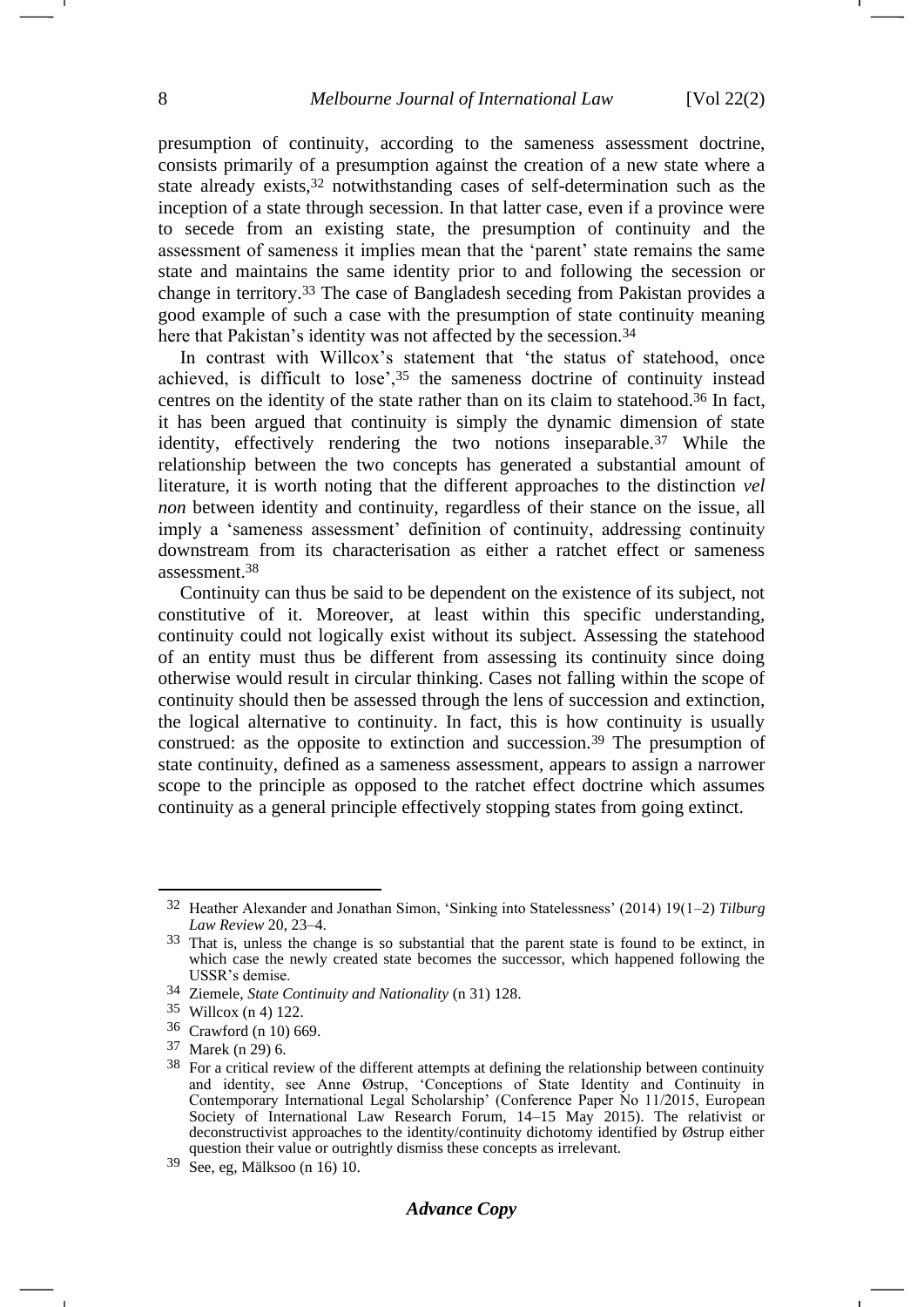presumption of continuity, according to the sameness assessment doctrine, consists primarily of a presumption against the creation of a new state where a state already exists,[32] notwithstanding cases of self-determination such as the inception of a state through secession. In that latter case, even if a province were to secede from an existing state, the presumption of continuity and the assessment of sameness it implies mean that the 'parent' state remains the same state and maintains the same identity prior to and following the secession or change in territory.[33] The case of Bangladesh seceding from Pakistan provides a good example of such a case with the presumption of state continuity meaning here that Pakistan's identity was not affected by the secession.[34]

In contrast with Willcox's statement that 'the status of statehood, once achieved, is difficult to lose',[35] the sameness doctrine of continuity instead centres on the identity of the state rather than on its claim to statehood.[36] In fact, it has been argued that continuity is simply the dynamic dimension of state identity, effectively rendering the two notions inseparable.[37] While the relationship between the two concepts has generated a substantial amount of literature, it is worth noting that the different approaches to the distinction *vel non* between identity and continuity, regardless of their stance on the issue, all imply a 'sameness assessment' definition of continuity, addressing continuity downstream from its characterisation as either a ratchet effect or sameness assessment.[38]

Continuity can thus be said to be dependent on the existence of its subject, not constitutive of it. Moreover, at least within this specific understanding, continuity could not logically exist without its subject. Assessing the statehood of an entity must thus be different from assessing its continuity since doing otherwise would result in circular thinking. Cases not falling within the scope of continuity should then be assessed through the lens of succession and extinction, the logical alternative to continuity. In fact, this is how continuity is usually construed: as the opposite to extinction and succession.[39] The presumption of state continuity, defined as a sameness assessment, appears to assign a narrower scope to the principle as opposed to the ratchet effect doctrine which assumes continuity as a general principle effectively stopping states from going extinct.

---

[32] Heather Alexander and Jonathan Simon, 'Sinking into Statelessness' (2014) 19(1–2) *Tilburg Law Review* 20, 23–4.

[33] That is, unless the change is so substantial that the parent state is found to be extinct, in which case the newly created state becomes the successor, which happened following the USSR's demise.

[34] Ziemele, *State Continuity and Nationality* (n 31) 128.

[35] Willcox (n 4) 122.

[36] Crawford (n 10) 669.

[37] Marek (n 29) 6.

[38] For a critical review of the different attempts at defining the relationship between continuity and identity, see Anne Østrup, 'Conceptions of State Identity and Continuity in Contemporary International Legal Scholarship' (Conference Paper No 11/2015, European Society of International Law Research Forum, 14–15 May 2015). The relativist or deconstructivist approaches to the identity/continuity dichotomy identified by Østrup either question their value or outrightly dismiss these concepts as irrelevant.

[39] See, eg, Mälksoo (n 16) 10.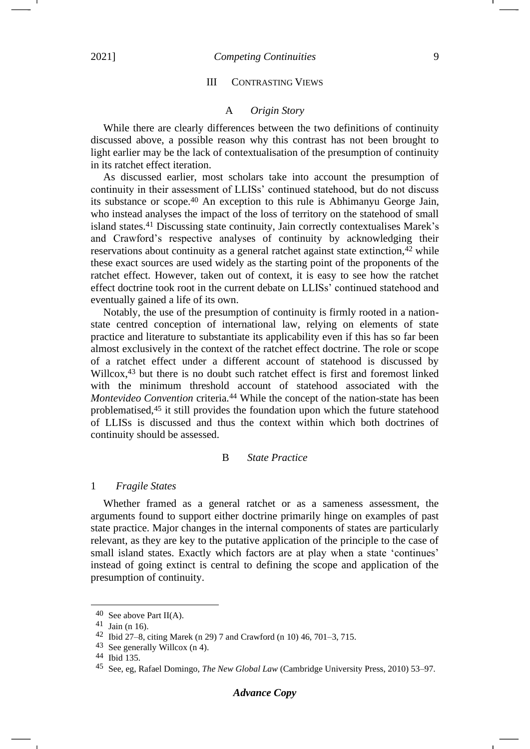## III Contrasting Views

### A *Origin Story*

While there are clearly differences between the two definitions of continuity discussed above, a possible reason why this contrast has not been brought to light earlier may be the lack of contextualisation of the presumption of continuity in its ratchet effect iteration.

As discussed earlier, most scholars take into account the presumption of continuity in their assessment of LLISs' continued statehood, but do not discuss its substance or scope.[40] An exception to this rule is Abhimanyu George Jain, who instead analyses the impact of the loss of territory on the statehood of small island states.[41] Discussing state continuity, Jain correctly contextualises Marek's and Crawford's respective analyses of continuity by acknowledging their reservations about continuity as a general ratchet against state extinction,[42] while these exact sources are used widely as the starting point of the proponents of the ratchet effect. However, taken out of context, it is easy to see how the ratchet effect doctrine took root in the current debate on LLISs' continued statehood and eventually gained a life of its own.

Notably, the use of the presumption of continuity is firmly rooted in a nation-state centred conception of international law, relying on elements of state practice and literature to substantiate its applicability even if this has so far been almost exclusively in the context of the ratchet effect doctrine. The role or scope of a ratchet effect under a different account of statehood is discussed by Willcox,[43] but there is no doubt such ratchet effect is first and foremost linked with the minimum threshold account of statehood associated with the *Montevideo Convention* criteria.[44] While the concept of the nation-state has been problematised,[45] it still provides the foundation upon which the future statehood of LLISs is discussed and thus the context within which both doctrines of continuity should be assessed.

### B *State Practice*

#### 1 *Fragile States*

Whether framed as a general ratchet or as a sameness assessment, the arguments found to support either doctrine primarily hinge on examples of past state practice. Major changes in the internal components of states are particularly relevant, as they are key to the putative application of the principle to the case of small island states. Exactly which factors are at play when a state 'continues' instead of going extinct is central to defining the scope and application of the presumption of continuity.

---

[40] See above Part II(A).

[41] Jain (n 16).

[42] Ibid 27–8, citing Marek (n 29) 7 and Crawford (n 10) 46, 701–3, 715.

[43] See generally Willcox (n 4).

[44] Ibid 135.

[45] See, eg, Rafael Domingo, *The New Global Law* (Cambridge University Press, 2010) 53–97.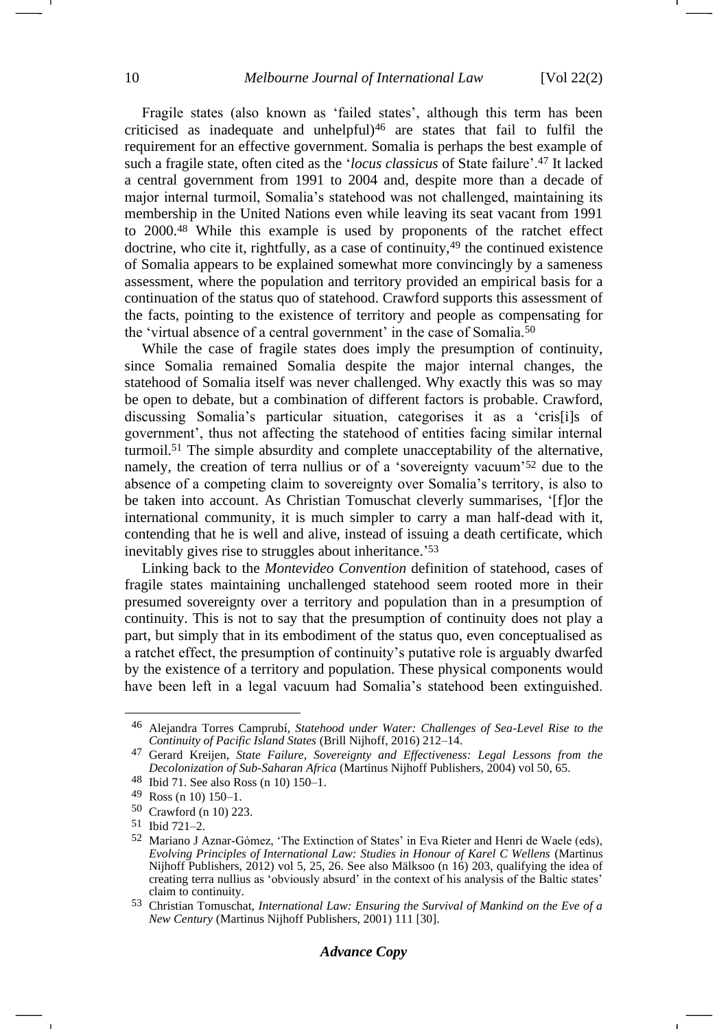Fragile states (also known as 'failed states', although this term has been criticised as inadequate and unhelpful)[46] are states that fail to fulfil the requirement for an effective government. Somalia is perhaps the best example of such a fragile state, often cited as the '*locus classicus* of State failure'.[47] It lacked a central government from 1991 to 2004 and, despite more than a decade of major internal turmoil, Somalia's statehood was not challenged, maintaining its membership in the United Nations even while leaving its seat vacant from 1991 to 2000.[48] While this example is used by proponents of the ratchet effect doctrine, who cite it, rightfully, as a case of continuity,[49] the continued existence of Somalia appears to be explained somewhat more convincingly by a sameness assessment, where the population and territory provided an empirical basis for a continuation of the status quo of statehood. Crawford supports this assessment of the facts, pointing to the existence of territory and people as compensating for the 'virtual absence of a central government' in the case of Somalia.[50]

While the case of fragile states does imply the presumption of continuity, since Somalia remained Somalia despite the major internal changes, the statehood of Somalia itself was never challenged. Why exactly this was so may be open to debate, but a combination of different factors is probable. Crawford, discussing Somalia's particular situation, categorises it as a 'cris[i]s of government', thus not affecting the statehood of entities facing similar internal turmoil.[51] The simple absurdity and complete unacceptability of the alternative, namely, the creation of terra nullius or of a 'sovereignty vacuum'[52] due to the absence of a competing claim to sovereignty over Somalia's territory, is also to be taken into account. As Christian Tomuschat cleverly summarises, '[f]or the international community, it is much simpler to carry a man half-dead with it, contending that he is well and alive, instead of issuing a death certificate, which inevitably gives rise to struggles about inheritance.'[53]

Linking back to the *Montevideo Convention* definition of statehood, cases of fragile states maintaining unchallenged statehood seem rooted more in their presumed sovereignty over a territory and population than in a presumption of continuity. This is not to say that the presumption of continuity does not play a part, but simply that in its embodiment of the status quo, even conceptualised as a ratchet effect, the presumption of continuity's putative role is arguably dwarfed by the existence of a territory and population. These physical components would have been left in a legal vacuum had Somalia's statehood been extinguished.

---

[46] Alejandra Torres Camprubí, *Statehood under Water: Challenges of Sea-Level Rise to the Continuity of Pacific Island States* (Brill Nijhoff, 2016) 212–14.

[47] Gerard Kreijen, *State Failure, Sovereignty and Effectiveness: Legal Lessons from the Decolonization of Sub-Saharan Africa* (Martinus Nijhoff Publishers, 2004) vol 50, 65.

[48] Ibid 71. See also Ross (n 10) 150–1.

[49] Ross (n 10) 150–1.

[50] Crawford (n 10) 223.

[51] Ibid 721–2.

[52] Mariano J Aznar-Gómez, 'The Extinction of States' in Eva Rieter and Henri de Waele (eds), *Evolving Principles of International Law: Studies in Honour of Karel C Wellens* (Martinus Nijhoff Publishers, 2012) vol 5, 25, 26. See also Mälksoo (n 16) 203, qualifying the idea of creating terra nullius as 'obviously absurd' in the context of his analysis of the Baltic states' claim to continuity.

[53] Christian Tomuschat, *International Law: Ensuring the Survival of Mankind on the Eve of a New Century* (Martinus Nijhoff Publishers, 2001) 111 [30].

***Advance Copy***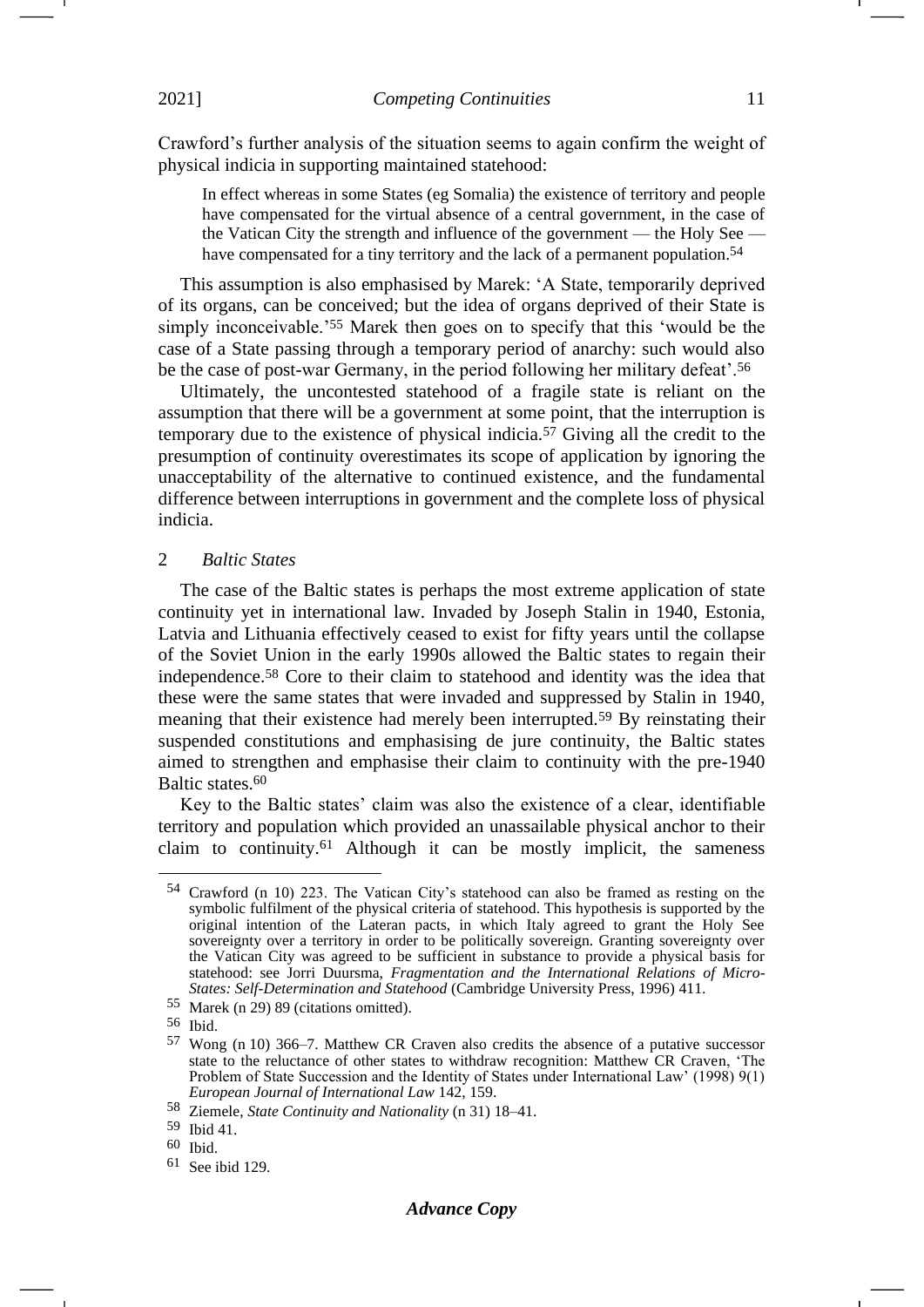Crawford's further analysis of the situation seems to again confirm the weight of physical indicia in supporting maintained statehood:

> In effect whereas in some States (eg Somalia) the existence of territory and people have compensated for the virtual absence of a central government, in the case of the Vatican City the strength and influence of the government — the Holy See — have compensated for a tiny territory and the lack of a permanent population.[54]

This assumption is also emphasised by Marek: 'A State, temporarily deprived of its organs, can be conceived; but the idea of organs deprived of their State is simply inconceivable.'[55] Marek then goes on to specify that this 'would be the case of a State passing through a temporary period of anarchy: such would also be the case of post-war Germany, in the period following her military defeat'.[56]

Ultimately, the uncontested statehood of a fragile state is reliant on the assumption that there will be a government at some point, that the interruption is temporary due to the existence of physical indicia.[57] Giving all the credit to the presumption of continuity overestimates its scope of application by ignoring the unacceptability of the alternative to continued existence, and the fundamental difference between interruptions in government and the complete loss of physical indicia.

### 2 *Baltic States*

The case of the Baltic states is perhaps the most extreme application of state continuity yet in international law. Invaded by Joseph Stalin in 1940, Estonia, Latvia and Lithuania effectively ceased to exist for fifty years until the collapse of the Soviet Union in the early 1990s allowed the Baltic states to regain their independence.[58] Core to their claim to statehood and identity was the idea that these were the same states that were invaded and suppressed by Stalin in 1940, meaning that their existence had merely been interrupted.[59] By reinstating their suspended constitutions and emphasising de jure continuity, the Baltic states aimed to strengthen and emphasise their claim to continuity with the pre-1940 Baltic states.[60]

Key to the Baltic states' claim was also the existence of a clear, identifiable territory and population which provided an unassailable physical anchor to their claim to continuity.[61] Although it can be mostly implicit, the sameness

---

[54] Crawford (n 10) 223. The Vatican City's statehood can also be framed as resting on the symbolic fulfilment of the physical criteria of statehood. This hypothesis is supported by the original intention of the Lateran pacts, in which Italy agreed to grant the Holy See sovereignty over a territory in order to be politically sovereign. Granting sovereignty over the Vatican City was agreed to be sufficient in substance to provide a physical basis for statehood: see Jorri Duursma, *Fragmentation and the International Relations of Micro-States: Self-Determination and Statehood* (Cambridge University Press, 1996) 411.

[55] Marek (n 29) 89 (citations omitted).

[56] Ibid.

[57] Wong (n 10) 366–7. Matthew CR Craven also credits the absence of a putative successor state to the reluctance of other states to withdraw recognition: Matthew CR Craven, 'The Problem of State Succession and the Identity of States under International Law' (1998) 9(1) *European Journal of International Law* 142, 159.

[58] Ziemele, *State Continuity and Nationality* (n 31) 18–41.

[59] Ibid 41.

[60] Ibid.

[61] See ibid 129.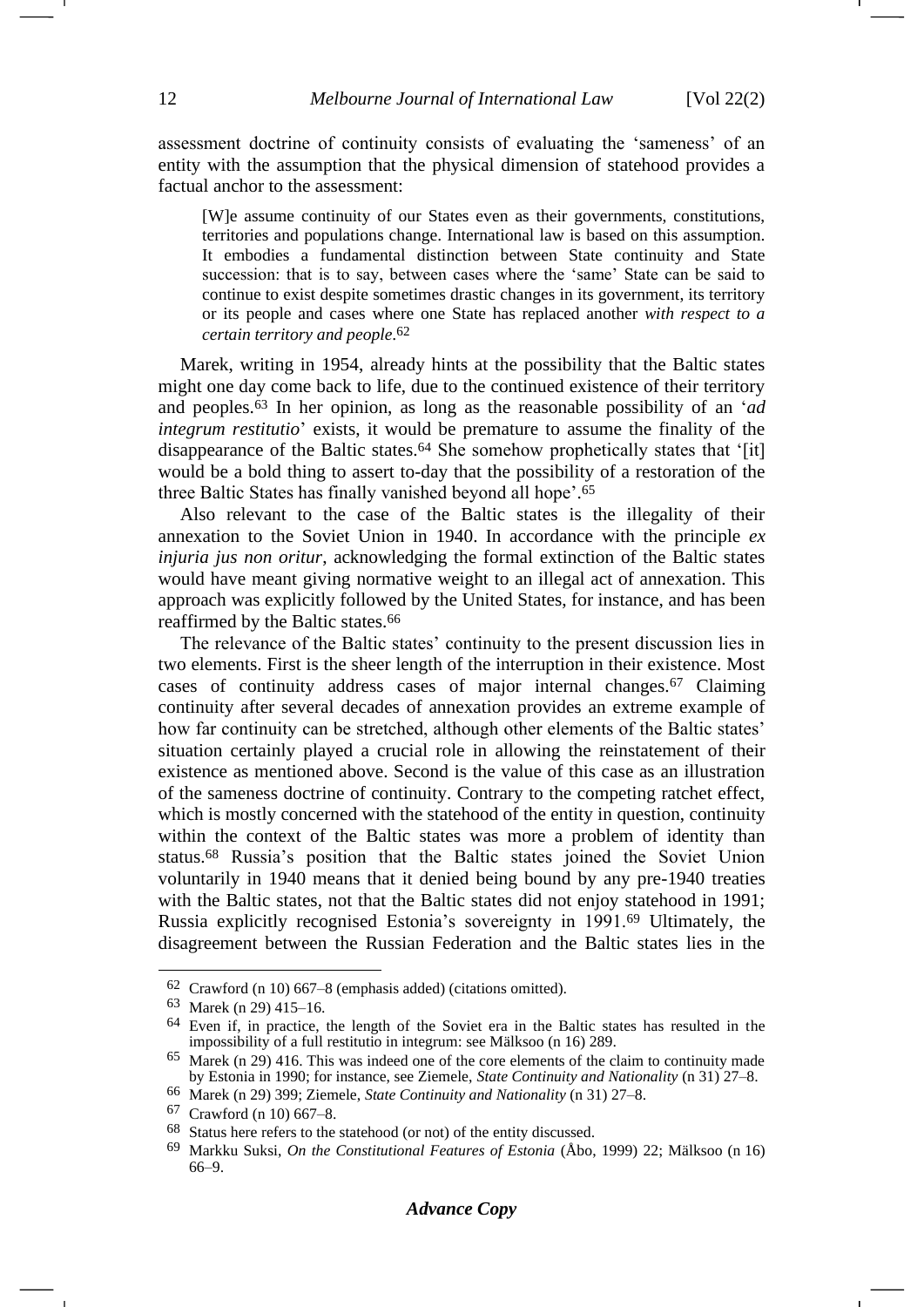assessment doctrine of continuity consists of evaluating the 'sameness' of an entity with the assumption that the physical dimension of statehood provides a factual anchor to the assessment:

> [W]e assume continuity of our States even as their governments, constitutions, territories and populations change. International law is based on this assumption. It embodies a fundamental distinction between State continuity and State succession: that is to say, between cases where the 'same' State can be said to continue to exist despite sometimes drastic changes in its government, its territory or its people and cases where one State has replaced another *with respect to a certain territory and people*.[62]

Marek, writing in 1954, already hints at the possibility that the Baltic states might one day come back to life, due to the continued existence of their territory and peoples.[63] In her opinion, as long as the reasonable possibility of an '*ad integrum restitutio*' exists, it would be premature to assume the finality of the disappearance of the Baltic states.[64] She somehow prophetically states that '[it] would be a bold thing to assert to-day that the possibility of a restoration of the three Baltic States has finally vanished beyond all hope'.[65]

Also relevant to the case of the Baltic states is the illegality of their annexation to the Soviet Union in 1940. In accordance with the principle *ex injuria jus non oritur*, acknowledging the formal extinction of the Baltic states would have meant giving normative weight to an illegal act of annexation. This approach was explicitly followed by the United States, for instance, and has been reaffirmed by the Baltic states.[66]

The relevance of the Baltic states' continuity to the present discussion lies in two elements. First is the sheer length of the interruption in their existence. Most cases of continuity address cases of major internal changes.[67] Claiming continuity after several decades of annexation provides an extreme example of how far continuity can be stretched, although other elements of the Baltic states' situation certainly played a crucial role in allowing the reinstatement of their existence as mentioned above. Second is the value of this case as an illustration of the sameness doctrine of continuity. Contrary to the competing ratchet effect, which is mostly concerned with the statehood of the entity in question, continuity within the context of the Baltic states was more a problem of identity than status.[68] Russia's position that the Baltic states joined the Soviet Union voluntarily in 1940 means that it denied being bound by any pre-1940 treaties with the Baltic states, not that the Baltic states did not enjoy statehood in 1991; Russia explicitly recognised Estonia's sovereignty in 1991.[69] Ultimately, the disagreement between the Russian Federation and the Baltic states lies in the

---

[62] Crawford (n 10) 667–8 (emphasis added) (citations omitted).

[63] Marek (n 29) 415–16.

[64] Even if, in practice, the length of the Soviet era in the Baltic states has resulted in the impossibility of a full restitutio in integrum: see Mälksoo (n 16) 289.

[65] Marek (n 29) 416. This was indeed one of the core elements of the claim to continuity made by Estonia in 1990; for instance, see Ziemele, *State Continuity and Nationality* (n 31) 27–8.

[66] Marek (n 29) 399; Ziemele, *State Continuity and Nationality* (n 31) 27–8.

[67] Crawford (n 10) 667–8.

[68] Status here refers to the statehood (or not) of the entity discussed.

[69] Markku Suksi, *On the Constitutional Features of Estonia* (Åbo, 1999) 22; Mälksoo (n 16) 66–9.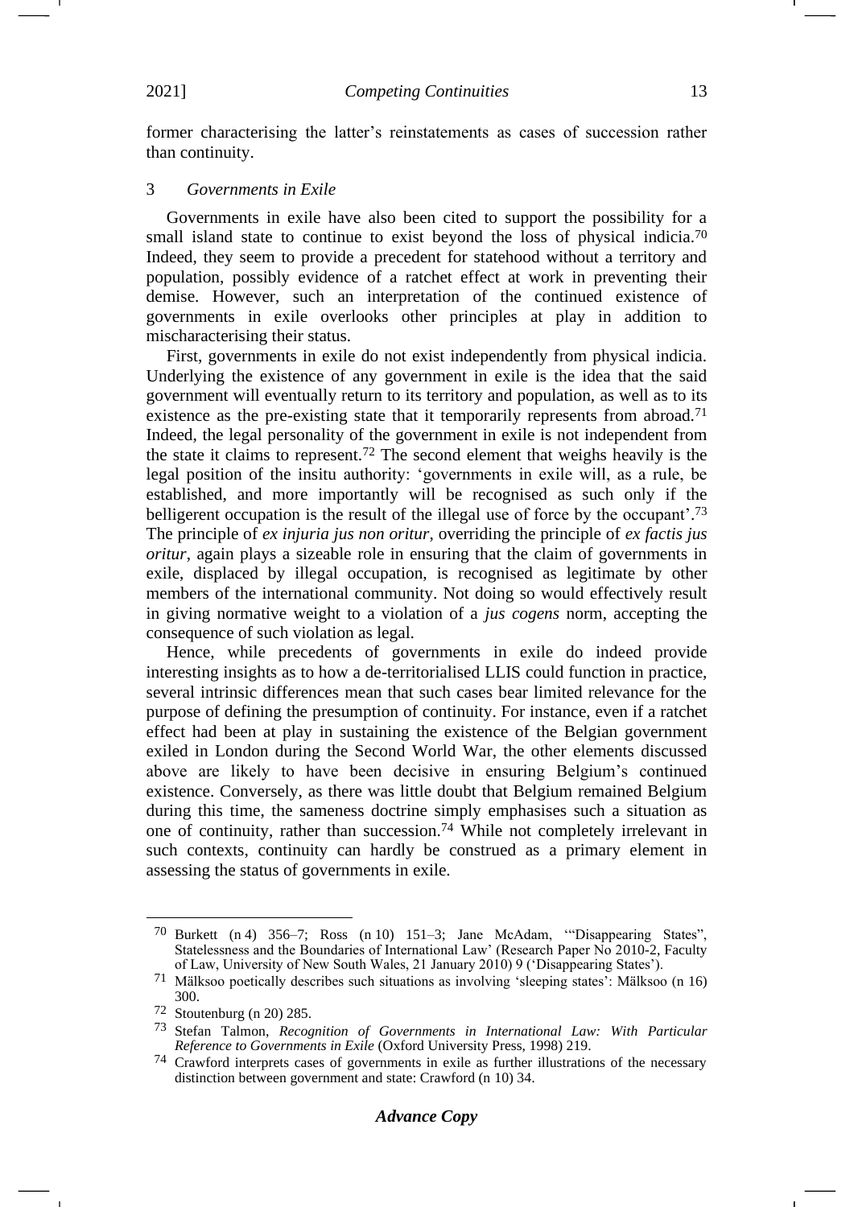former characterising the latter's reinstatements as cases of succession rather than continuity.

### 3 *Governments in Exile*

Governments in exile have also been cited to support the possibility for a small island state to continue to exist beyond the loss of physical indicia.[70] Indeed, they seem to provide a precedent for statehood without a territory and population, possibly evidence of a ratchet effect at work in preventing their demise. However, such an interpretation of the continued existence of governments in exile overlooks other principles at play in addition to mischaracterising their status.

First, governments in exile do not exist independently from physical indicia. Underlying the existence of any government in exile is the idea that the said government will eventually return to its territory and population, as well as to its existence as the pre-existing state that it temporarily represents from abroad.[71] Indeed, the legal personality of the government in exile is not independent from the state it claims to represent.[72] The second element that weighs heavily is the legal position of the insitu authority: 'governments in exile will, as a rule, be established, and more importantly will be recognised as such only if the belligerent occupation is the result of the illegal use of force by the occupant'.[73] The principle of *ex injuria jus non oritur*, overriding the principle of *ex factis jus oritur*, again plays a sizeable role in ensuring that the claim of governments in exile, displaced by illegal occupation, is recognised as legitimate by other members of the international community. Not doing so would effectively result in giving normative weight to a violation of a *jus cogens* norm, accepting the consequence of such violation as legal.

Hence, while precedents of governments in exile do indeed provide interesting insights as to how a de-territorialised LLIS could function in practice, several intrinsic differences mean that such cases bear limited relevance for the purpose of defining the presumption of continuity. For instance, even if a ratchet effect had been at play in sustaining the existence of the Belgian government exiled in London during the Second World War, the other elements discussed above are likely to have been decisive in ensuring Belgium's continued existence. Conversely, as there was little doubt that Belgium remained Belgium during this time, the sameness doctrine simply emphasises such a situation as one of continuity, rather than succession.[74] While not completely irrelevant in such contexts, continuity can hardly be construed as a primary element in assessing the status of governments in exile.

---

[70] Burkett (n 4) 356–7; Ross (n 10) 151–3; Jane McAdam, '"Disappearing States", Statelessness and the Boundaries of International Law' (Research Paper No 2010-2, Faculty of Law, University of New South Wales, 21 January 2010) 9 ('Disappearing States').

[71] Mälksoo poetically describes such situations as involving 'sleeping states': Mälksoo (n 16) 300.

[72] Stoutenburg (n 20) 285.

[73] Stefan Talmon, *Recognition of Governments in International Law: With Particular Reference to Governments in Exile* (Oxford University Press, 1998) 219.

[74] Crawford interprets cases of governments in exile as further illustrations of the necessary distinction between government and state: Crawford (n 10) 34.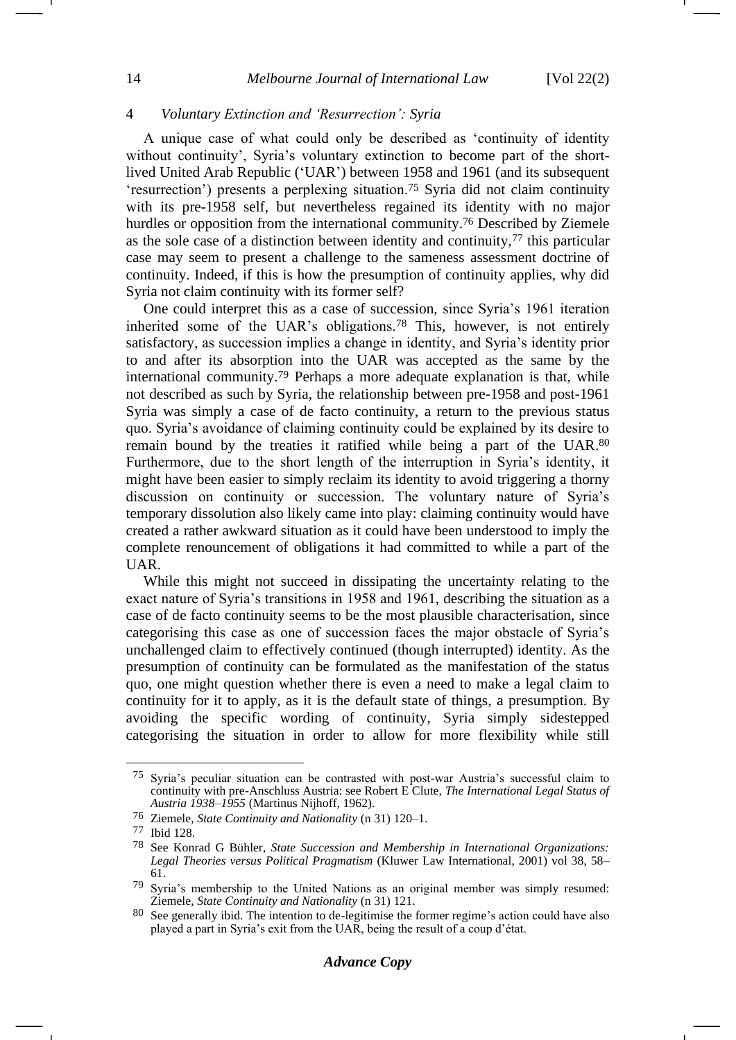### 4 *Voluntary Extinction and 'Resurrection': Syria*

A unique case of what could only be described as 'continuity of identity without continuity', Syria's voluntary extinction to become part of the short-lived United Arab Republic ('UAR') between 1958 and 1961 (and its subsequent 'resurrection') presents a perplexing situation.[75] Syria did not claim continuity with its pre-1958 self, but nevertheless regained its identity with no major hurdles or opposition from the international community.[76] Described by Ziemele as the sole case of a distinction between identity and continuity,[77] this particular case may seem to present a challenge to the sameness assessment doctrine of continuity. Indeed, if this is how the presumption of continuity applies, why did Syria not claim continuity with its former self?

One could interpret this as a case of succession, since Syria's 1961 iteration inherited some of the UAR's obligations.[78] This, however, is not entirely satisfactory, as succession implies a change in identity, and Syria's identity prior to and after its absorption into the UAR was accepted as the same by the international community.[79] Perhaps a more adequate explanation is that, while not described as such by Syria, the relationship between pre-1958 and post-1961 Syria was simply a case of de facto continuity, a return to the previous status quo. Syria's avoidance of claiming continuity could be explained by its desire to remain bound by the treaties it ratified while being a part of the UAR.[80] Furthermore, due to the short length of the interruption in Syria's identity, it might have been easier to simply reclaim its identity to avoid triggering a thorny discussion on continuity or succession. The voluntary nature of Syria's temporary dissolution also likely came into play: claiming continuity would have created a rather awkward situation as it could have been understood to imply the complete renouncement of obligations it had committed to while a part of the UAR.

While this might not succeed in dissipating the uncertainty relating to the exact nature of Syria's transitions in 1958 and 1961, describing the situation as a case of de facto continuity seems to be the most plausible characterisation, since categorising this case as one of succession faces the major obstacle of Syria's unchallenged claim to effectively continued (though interrupted) identity. As the presumption of continuity can be formulated as the manifestation of the status quo, one might question whether there is even a need to make a legal claim to continuity for it to apply, as it is the default state of things, a presumption. By avoiding the specific wording of continuity, Syria simply sidestepped categorising the situation in order to allow for more flexibility while still

---

[75] Syria's peculiar situation can be contrasted with post-war Austria's successful claim to continuity with pre-Anschluss Austria: see Robert E Clute, *The International Legal Status of Austria 1938–1955* (Martinus Nijhoff, 1962).

[76] Ziemele, *State Continuity and Nationality* (n 31) 120–1.

[77] Ibid 128.

[78] See Konrad G Bühler, *State Succession and Membership in International Organizations: Legal Theories versus Political Pragmatism* (Kluwer Law International, 2001) vol 38, 58–61.

[79] Syria's membership to the United Nations as an original member was simply resumed: Ziemele, *State Continuity and Nationality* (n 31) 121.

[80] See generally ibid. The intention to de-legitimise the former regime's action could have also played a part in Syria's exit from the UAR, being the result of a coup d'état.

***Advance Copy***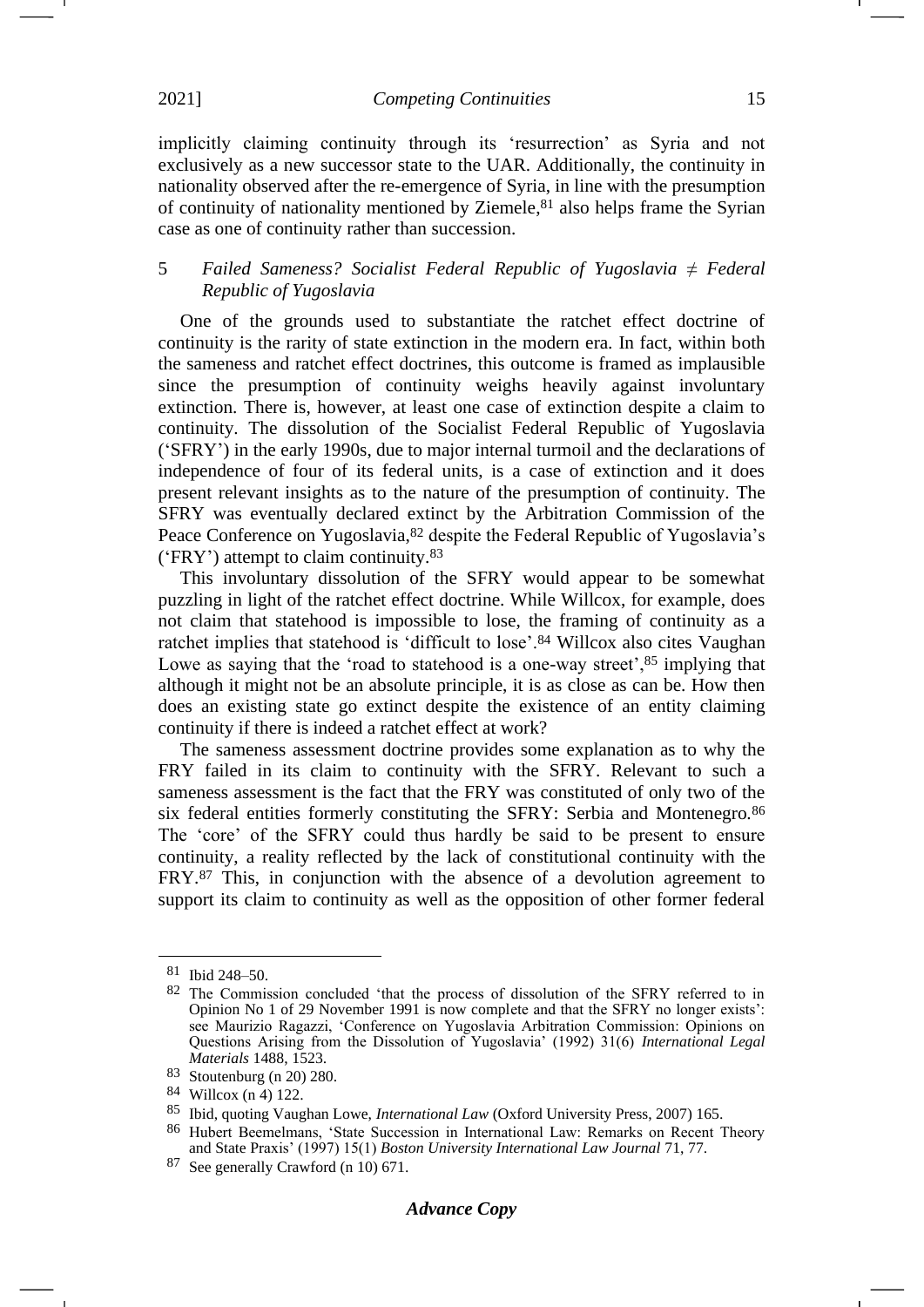implicitly claiming continuity through its 'resurrection' as Syria and not exclusively as a new successor state to the UAR. Additionally, the continuity in nationality observed after the re-emergence of Syria, in line with the presumption of continuity of nationality mentioned by Ziemele,[81] also helps frame the Syrian case as one of continuity rather than succession.

### 5 *Failed Sameness? Socialist Federal Republic of Yugoslavia ≠ Federal Republic of Yugoslavia*

One of the grounds used to substantiate the ratchet effect doctrine of continuity is the rarity of state extinction in the modern era. In fact, within both the sameness and ratchet effect doctrines, this outcome is framed as implausible since the presumption of continuity weighs heavily against involuntary extinction. There is, however, at least one case of extinction despite a claim to continuity. The dissolution of the Socialist Federal Republic of Yugoslavia ('SFRY') in the early 1990s, due to major internal turmoil and the declarations of independence of four of its federal units, is a case of extinction and it does present relevant insights as to the nature of the presumption of continuity. The SFRY was eventually declared extinct by the Arbitration Commission of the Peace Conference on Yugoslavia,[82] despite the Federal Republic of Yugoslavia's ('FRY') attempt to claim continuity.[83]

This involuntary dissolution of the SFRY would appear to be somewhat puzzling in light of the ratchet effect doctrine. While Willcox, for example, does not claim that statehood is impossible to lose, the framing of continuity as a ratchet implies that statehood is 'difficult to lose'.[84] Willcox also cites Vaughan Lowe as saying that the 'road to statehood is a one-way street',[85] implying that although it might not be an absolute principle, it is as close as can be. How then does an existing state go extinct despite the existence of an entity claiming continuity if there is indeed a ratchet effect at work?

The sameness assessment doctrine provides some explanation as to why the FRY failed in its claim to continuity with the SFRY. Relevant to such a sameness assessment is the fact that the FRY was constituted of only two of the six federal entities formerly constituting the SFRY: Serbia and Montenegro.[86] The 'core' of the SFRY could thus hardly be said to be present to ensure continuity, a reality reflected by the lack of constitutional continuity with the FRY.[87] This, in conjunction with the absence of a devolution agreement to support its claim to continuity as well as the opposition of other former federal

---

[81] Ibid 248–50.

[82] The Commission concluded 'that the process of dissolution of the SFRY referred to in Opinion No 1 of 29 November 1991 is now complete and that the SFRY no longer exists': see Maurizio Ragazzi, 'Conference on Yugoslavia Arbitration Commission: Opinions on Questions Arising from the Dissolution of Yugoslavia' (1992) 31(6) *International Legal Materials* 1488, 1523.

[83] Stoutenburg (n 20) 280.

[84] Willcox (n 4) 122.

[85] Ibid, quoting Vaughan Lowe, *International Law* (Oxford University Press, 2007) 165.

[86] Hubert Beemelmans, 'State Succession in International Law: Remarks on Recent Theory and State Praxis' (1997) 15(1) *Boston University International Law Journal* 71, 77.

[87] See generally Crawford (n 10) 671.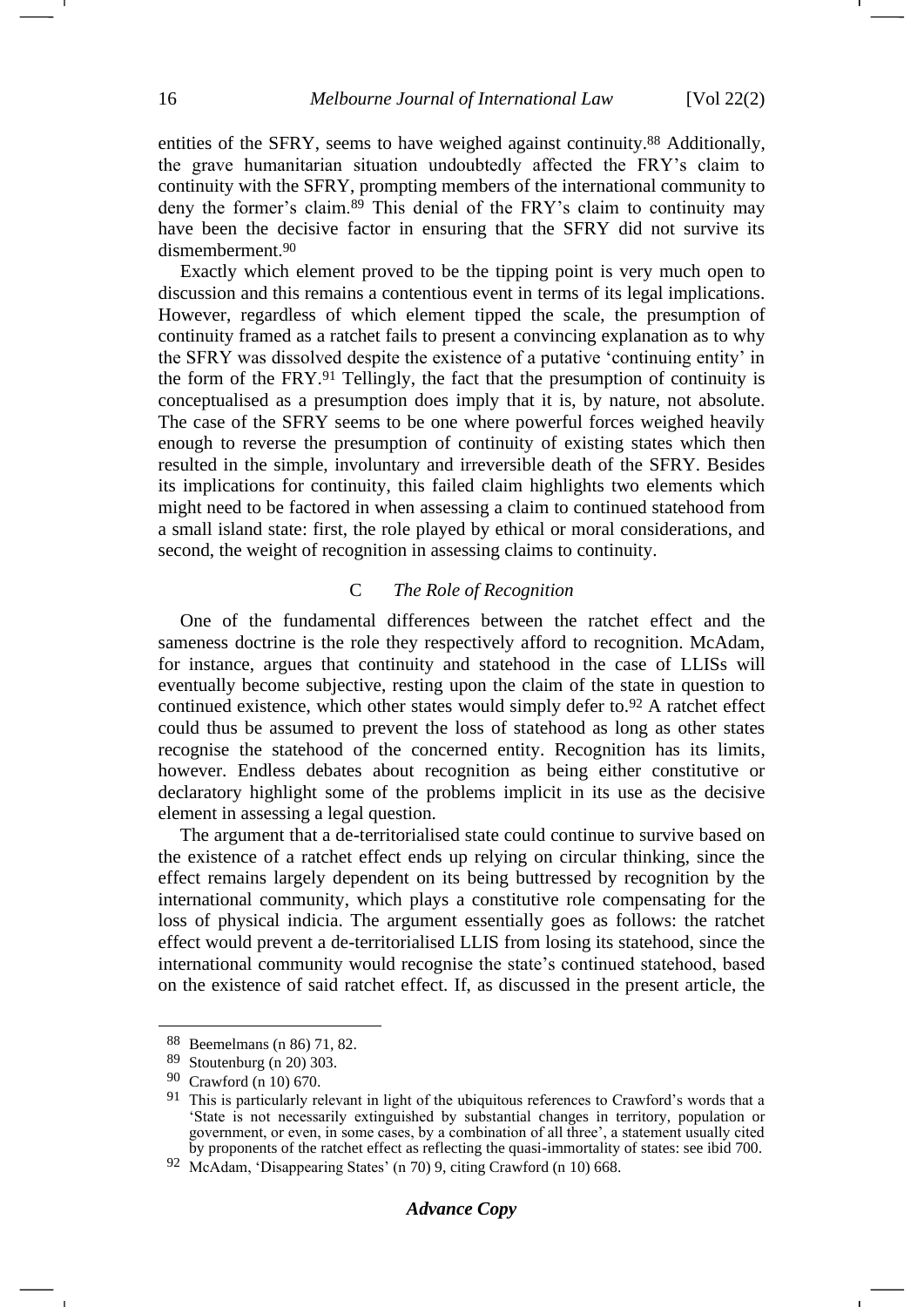entities of the SFRY, seems to have weighed against continuity.[88] Additionally, the grave humanitarian situation undoubtedly affected the FRY's claim to continuity with the SFRY, prompting members of the international community to deny the former's claim.[89] This denial of the FRY's claim to continuity may have been the decisive factor in ensuring that the SFRY did not survive its dismemberment.[90]

Exactly which element proved to be the tipping point is very much open to discussion and this remains a contentious event in terms of its legal implications. However, regardless of which element tipped the scale, the presumption of continuity framed as a ratchet fails to present a convincing explanation as to why the SFRY was dissolved despite the existence of a putative 'continuing entity' in the form of the FRY.[91] Tellingly, the fact that the presumption of continuity is conceptualised as a presumption does imply that it is, by nature, not absolute. The case of the SFRY seems to be one where powerful forces weighed heavily enough to reverse the presumption of continuity of existing states which then resulted in the simple, involuntary and irreversible death of the SFRY. Besides its implications for continuity, this failed claim highlights two elements which might need to be factored in when assessing a claim to continued statehood from a small island state: first, the role played by ethical or moral considerations, and second, the weight of recognition in assessing claims to continuity.

### C *The Role of Recognition*

One of the fundamental differences between the ratchet effect and the sameness doctrine is the role they respectively afford to recognition. McAdam, for instance, argues that continuity and statehood in the case of LLISs will eventually become subjective, resting upon the claim of the state in question to continued existence, which other states would simply defer to.[92] A ratchet effect could thus be assumed to prevent the loss of statehood as long as other states recognise the statehood of the concerned entity. Recognition has its limits, however. Endless debates about recognition as being either constitutive or declaratory highlight some of the problems implicit in its use as the decisive element in assessing a legal question.

The argument that a de-territorialised state could continue to survive based on the existence of a ratchet effect ends up relying on circular thinking, since the effect remains largely dependent on its being buttressed by recognition by the international community, which plays a constitutive role compensating for the loss of physical indicia. The argument essentially goes as follows: the ratchet effect would prevent a de-territorialised LLIS from losing its statehood, since the international community would recognise the state's continued statehood, based on the existence of said ratchet effect. If, as discussed in the present article, the

---

[88] Beemelmans (n 86) 71, 82.

[89] Stoutenburg (n 20) 303.

[90] Crawford (n 10) 670.

[91] This is particularly relevant in light of the ubiquitous references to Crawford's words that a 'State is not necessarily extinguished by substantial changes in territory, population or government, or even, in some cases, by a combination of all three', a statement usually cited by proponents of the ratchet effect as reflecting the quasi-immortality of states: see ibid 700.

[92] McAdam, 'Disappearing States' (n 70) 9, citing Crawford (n 10) 668.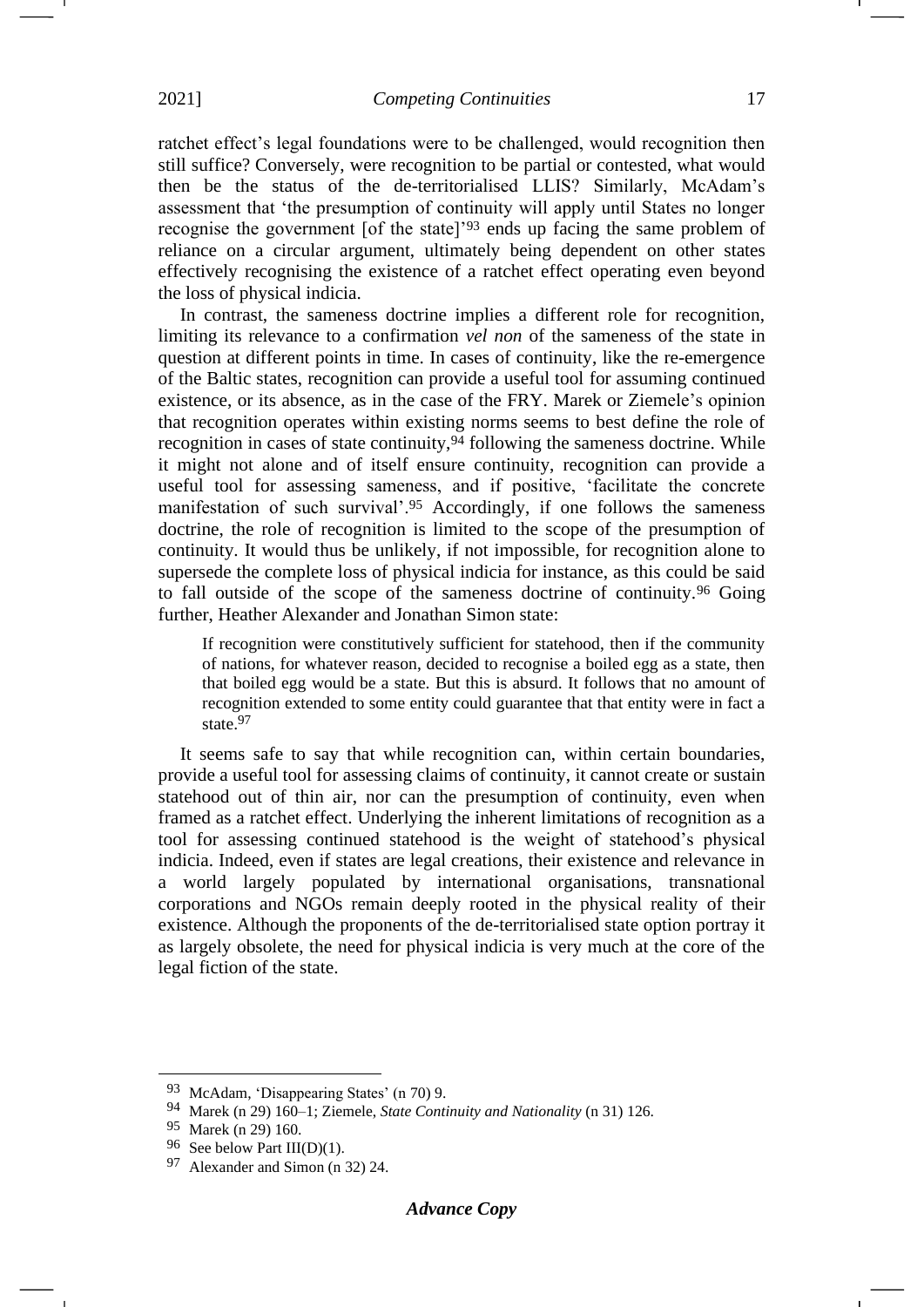ratchet effect's legal foundations were to be challenged, would recognition then still suffice? Conversely, were recognition to be partial or contested, what would then be the status of the de-territorialised LLIS? Similarly, McAdam's assessment that 'the presumption of continuity will apply until States no longer recognise the government [of the state]'[93] ends up facing the same problem of reliance on a circular argument, ultimately being dependent on other states effectively recognising the existence of a ratchet effect operating even beyond the loss of physical indicia.

In contrast, the sameness doctrine implies a different role for recognition, limiting its relevance to a confirmation *vel non* of the sameness of the state in question at different points in time. In cases of continuity, like the re-emergence of the Baltic states, recognition can provide a useful tool for assuming continued existence, or its absence, as in the case of the FRY. Marek or Ziemele's opinion that recognition operates within existing norms seems to best define the role of recognition in cases of state continuity,[94] following the sameness doctrine. While it might not alone and of itself ensure continuity, recognition can provide a useful tool for assessing sameness, and if positive, 'facilitate the concrete manifestation of such survival'.[95] Accordingly, if one follows the sameness doctrine, the role of recognition is limited to the scope of the presumption of continuity. It would thus be unlikely, if not impossible, for recognition alone to supersede the complete loss of physical indicia for instance, as this could be said to fall outside of the scope of the sameness doctrine of continuity.[96] Going further, Heather Alexander and Jonathan Simon state:

> If recognition were constitutively sufficient for statehood, then if the community of nations, for whatever reason, decided to recognise a boiled egg as a state, then that boiled egg would be a state. But this is absurd. It follows that no amount of recognition extended to some entity could guarantee that that entity were in fact a state.[97]

It seems safe to say that while recognition can, within certain boundaries, provide a useful tool for assessing claims of continuity, it cannot create or sustain statehood out of thin air, nor can the presumption of continuity, even when framed as a ratchet effect. Underlying the inherent limitations of recognition as a tool for assessing continued statehood is the weight of statehood's physical indicia. Indeed, even if states are legal creations, their existence and relevance in a world largely populated by international organisations, transnational corporations and NGOs remain deeply rooted in the physical reality of their existence. Although the proponents of the de-territorialised state option portray it as largely obsolete, the need for physical indicia is very much at the core of the legal fiction of the state.

---

[93] McAdam, 'Disappearing States' (n 70) 9.

[94] Marek (n 29) 160–1; Ziemele, *State Continuity and Nationality* (n 31) 126.

[95] Marek (n 29) 160.

[96] See below Part III(D)(1).

[97] Alexander and Simon (n 32) 24.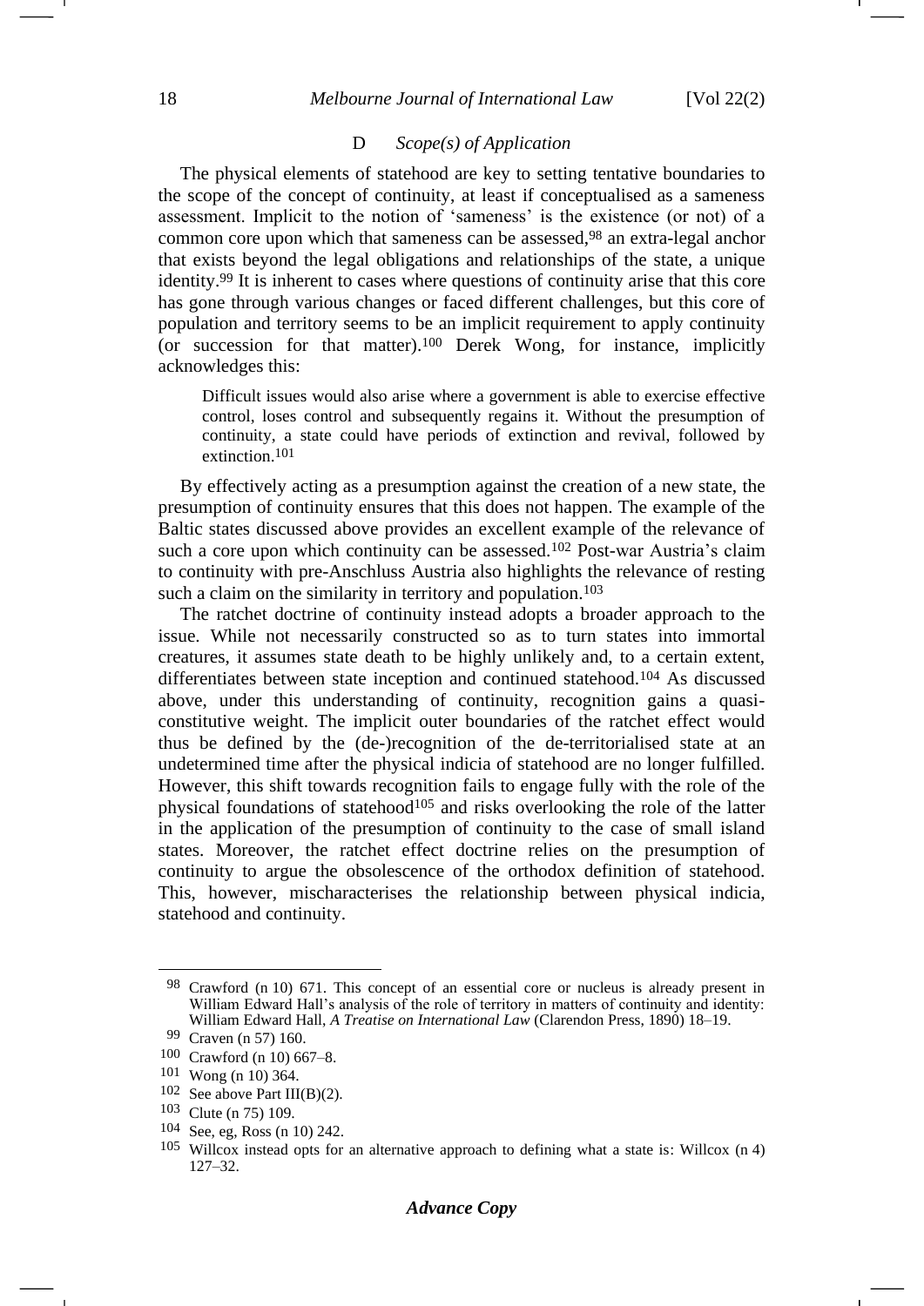### D *Scope(s) of Application*

The physical elements of statehood are key to setting tentative boundaries to the scope of the concept of continuity, at least if conceptualised as a sameness assessment. Implicit to the notion of 'sameness' is the existence (or not) of a common core upon which that sameness can be assessed,[98] an extra-legal anchor that exists beyond the legal obligations and relationships of the state, a unique identity.[99] It is inherent to cases where questions of continuity arise that this core has gone through various changes or faced different challenges, but this core of population and territory seems to be an implicit requirement to apply continuity (or succession for that matter).[100] Derek Wong, for instance, implicitly acknowledges this:

> Difficult issues would also arise where a government is able to exercise effective control, loses control and subsequently regains it. Without the presumption of continuity, a state could have periods of extinction and revival, followed by extinction.[101]

By effectively acting as a presumption against the creation of a new state, the presumption of continuity ensures that this does not happen. The example of the Baltic states discussed above provides an excellent example of the relevance of such a core upon which continuity can be assessed.[102] Post-war Austria's claim to continuity with pre-Anschluss Austria also highlights the relevance of resting such a claim on the similarity in territory and population.[103]

The ratchet doctrine of continuity instead adopts a broader approach to the issue. While not necessarily constructed so as to turn states into immortal creatures, it assumes state death to be highly unlikely and, to a certain extent, differentiates between state inception and continued statehood.[104] As discussed above, under this understanding of continuity, recognition gains a quasi-constitutive weight. The implicit outer boundaries of the ratchet effect would thus be defined by the (de-)recognition of the de-territorialised state at an undetermined time after the physical indicia of statehood are no longer fulfilled. However, this shift towards recognition fails to engage fully with the role of the physical foundations of statehood[105] and risks overlooking the role of the latter in the application of the presumption of continuity to the case of small island states. Moreover, the ratchet effect doctrine relies on the presumption of continuity to argue the obsolescence of the orthodox definition of statehood. This, however, mischaracterises the relationship between physical indicia, statehood and continuity.

---

[98] Crawford (n 10) 671. This concept of an essential core or nucleus is already present in William Edward Hall's analysis of the role of territory in matters of continuity and identity: William Edward Hall, *A Treatise on International Law* (Clarendon Press, 1890) 18–19.

[99] Craven (n 57) 160.

[100] Crawford (n 10) 667–8.

[101] Wong (n 10) 364.

[102] See above Part III(B)(2).

[103] Clute (n 75) 109.

[104] See, eg, Ross (n 10) 242.

[105] Willcox instead opts for an alternative approach to defining what a state is: Willcox (n 4) 127–32.

***Advance Copy***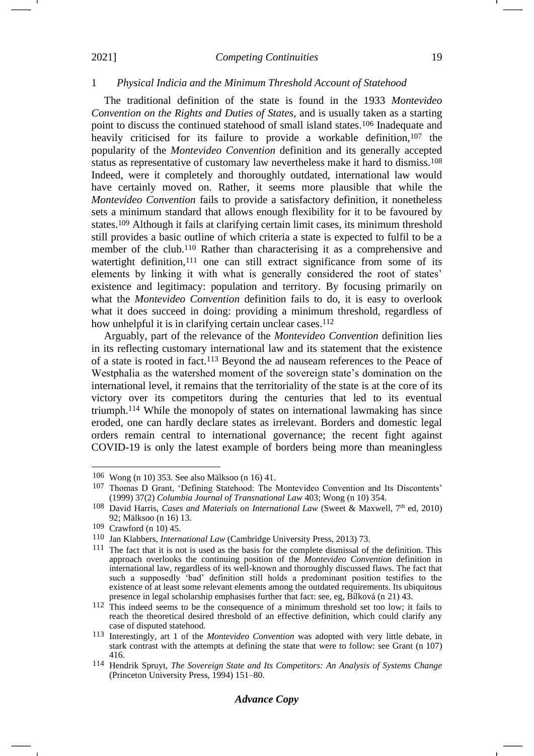### 1 *Physical Indicia and the Minimum Threshold Account of Statehood*

The traditional definition of the state is found in the 1933 *Montevideo Convention on the Rights and Duties of States*, and is usually taken as a starting point to discuss the continued statehood of small island states.[106] Inadequate and heavily criticised for its failure to provide a workable definition,[107] the popularity of the *Montevideo Convention* definition and its generally accepted status as representative of customary law nevertheless make it hard to dismiss.[108] Indeed, were it completely and thoroughly outdated, international law would have certainly moved on. Rather, it seems more plausible that while the *Montevideo Convention* fails to provide a satisfactory definition, it nonetheless sets a minimum standard that allows enough flexibility for it to be favoured by states.[109] Although it fails at clarifying certain limit cases, its minimum threshold still provides a basic outline of which criteria a state is expected to fulfil to be a member of the club.[110] Rather than characterising it as a comprehensive and watertight definition,[111] one can still extract significance from some of its elements by linking it with what is generally considered the root of states' existence and legitimacy: population and territory. By focusing primarily on what the *Montevideo Convention* definition fails to do, it is easy to overlook what it does succeed in doing: providing a minimum threshold, regardless of how unhelpful it is in clarifying certain unclear cases.[112]

Arguably, part of the relevance of the *Montevideo Convention* definition lies in its reflecting customary international law and its statement that the existence of a state is rooted in fact.[113] Beyond the ad nauseam references to the Peace of Westphalia as the watershed moment of the sovereign state's domination on the international level, it remains that the territoriality of the state is at the core of its victory over its competitors during the centuries that led to its eventual triumph.[114] While the monopoly of states on international lawmaking has since eroded, one can hardly declare states as irrelevant. Borders and domestic legal orders remain central to international governance; the recent fight against COVID-19 is only the latest example of borders being more than meaningless

---

[106] Wong (n 10) 353. See also Mälksoo (n 16) 41.

[107] Thomas D Grant, 'Defining Statehood: The Montevideo Convention and Its Discontents' (1999) 37(2) *Columbia Journal of Transnational Law* 403; Wong (n 10) 354.

[108] David Harris, *Cases and Materials on International Law* (Sweet & Maxwell, 7th ed, 2010) 92; Mälksoo (n 16) 13.

[109] Crawford (n 10) 45.

[110] Jan Klabbers, *International Law* (Cambridge University Press, 2013) 73.

[111] The fact that it is not is used as the basis for the complete dismissal of the definition. This approach overlooks the continuing position of the *Montevideo Convention* definition in international law, regardless of its well-known and thoroughly discussed flaws. The fact that such a supposedly 'bad' definition still holds a predominant position testifies to the existence of at least some relevant elements among the outdated requirements. Its ubiquitous presence in legal scholarship emphasises further that fact: see, eg, Bílková (n 21) 43.

[112] This indeed seems to be the consequence of a minimum threshold set too low; it fails to reach the theoretical desired threshold of an effective definition, which could clarify any case of disputed statehood.

[113] Interestingly, art 1 of the *Montevideo Convention* was adopted with very little debate, in stark contrast with the attempts at defining the state that were to follow: see Grant (n 107) 416.

[114] Hendrik Spruyt, *The Sovereign State and Its Competitors: An Analysis of Systems Change* (Princeton University Press, 1994) 151–80.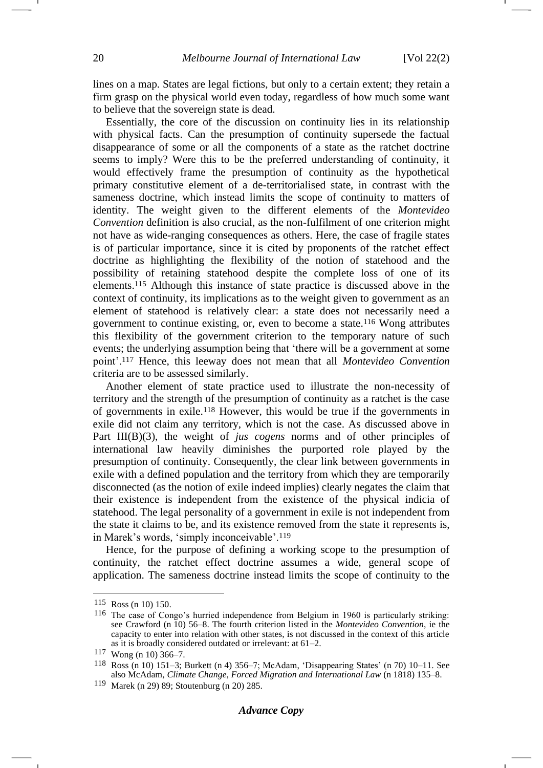lines on a map. States are legal fictions, but only to a certain extent; they retain a firm grasp on the physical world even today, regardless of how much some want to believe that the sovereign state is dead.

Essentially, the core of the discussion on continuity lies in its relationship with physical facts. Can the presumption of continuity supersede the factual disappearance of some or all the components of a state as the ratchet doctrine seems to imply? Were this to be the preferred understanding of continuity, it would effectively frame the presumption of continuity as the hypothetical primary constitutive element of a de-territorialised state, in contrast with the sameness doctrine, which instead limits the scope of continuity to matters of identity. The weight given to the different elements of the *Montevideo Convention* definition is also crucial, as the non-fulfilment of one criterion might not have as wide-ranging consequences as others. Here, the case of fragile states is of particular importance, since it is cited by proponents of the ratchet effect doctrine as highlighting the flexibility of the notion of statehood and the possibility of retaining statehood despite the complete loss of one of its elements.[115] Although this instance of state practice is discussed above in the context of continuity, its implications as to the weight given to government as an element of statehood is relatively clear: a state does not necessarily need a government to continue existing, or, even to become a state.[116] Wong attributes this flexibility of the government criterion to the temporary nature of such events; the underlying assumption being that 'there will be a government at some point'.[117] Hence, this leeway does not mean that all *Montevideo Convention* criteria are to be assessed similarly.

Another element of state practice used to illustrate the non-necessity of territory and the strength of the presumption of continuity as a ratchet is the case of governments in exile.[118] However, this would be true if the governments in exile did not claim any territory, which is not the case. As discussed above in Part III(B)(3), the weight of *jus cogens* norms and of other principles of international law heavily diminishes the purported role played by the presumption of continuity. Consequently, the clear link between governments in exile with a defined population and the territory from which they are temporarily disconnected (as the notion of exile indeed implies) clearly negates the claim that their existence is independent from the existence of the physical indicia of statehood. The legal personality of a government in exile is not independent from the state it claims to be, and its existence removed from the state it represents is, in Marek's words, 'simply inconceivable'.[119]

Hence, for the purpose of defining a working scope to the presumption of continuity, the ratchet effect doctrine assumes a wide, general scope of application. The sameness doctrine instead limits the scope of continuity to the

---

[115] Ross (n 10) 150.

[116] The case of Congo's hurried independence from Belgium in 1960 is particularly striking: see Crawford (n 10) 56–8. The fourth criterion listed in the *Montevideo Convention*, ie the capacity to enter into relation with other states, is not discussed in the context of this article as it is broadly considered outdated or irrelevant: at 61–2.

[117] Wong (n 10) 366–7.

[118] Ross (n 10) 151–3; Burkett (n 4) 356–7; McAdam, 'Disappearing States' (n 70) 10–11. See also McAdam, *Climate Change, Forced Migration and International Law* (n 1818) 135–8.

[119] Marek (n 29) 89; Stoutenburg (n 20) 285.

***Advance Copy***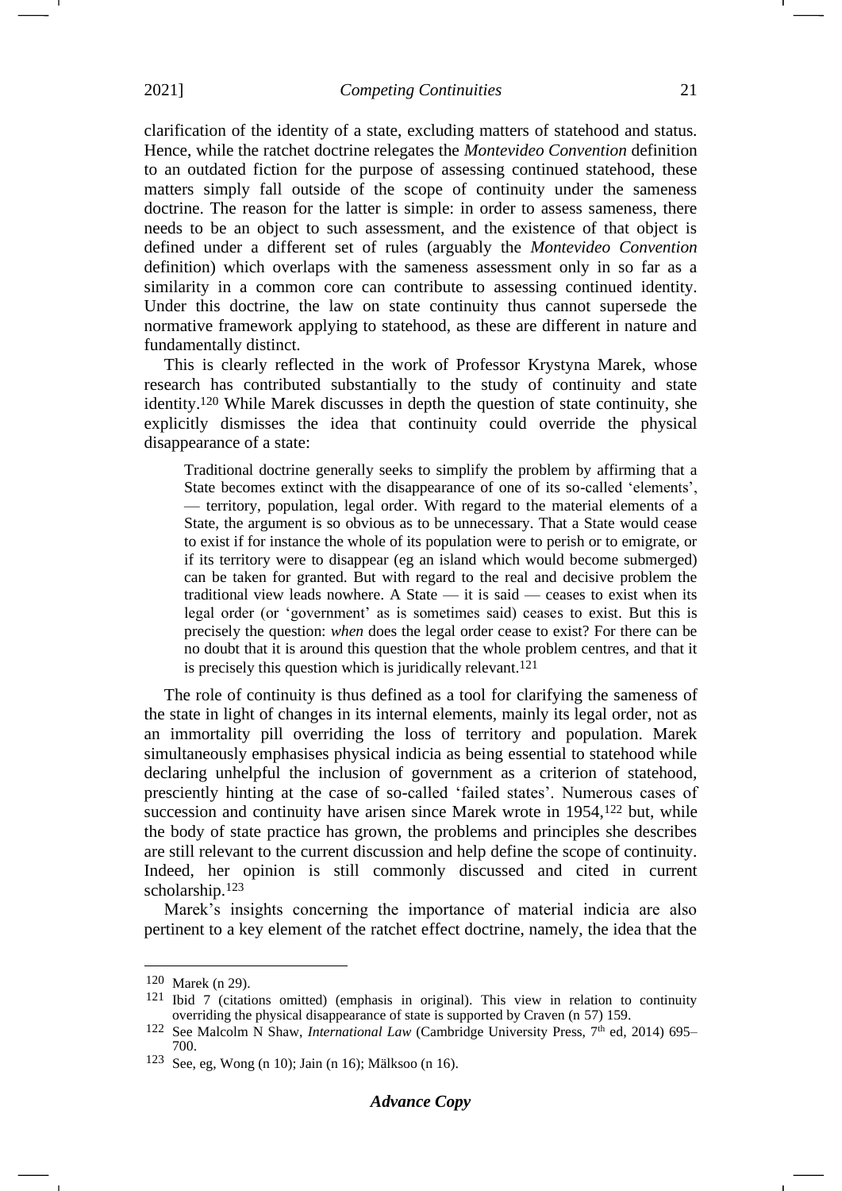clarification of the identity of a state, excluding matters of statehood and status. Hence, while the ratchet doctrine relegates the *Montevideo Convention* definition to an outdated fiction for the purpose of assessing continued statehood, these matters simply fall outside of the scope of continuity under the sameness doctrine. The reason for the latter is simple: in order to assess sameness, there needs to be an object to such assessment, and the existence of that object is defined under a different set of rules (arguably the *Montevideo Convention* definition) which overlaps with the sameness assessment only in so far as a similarity in a common core can contribute to assessing continued identity. Under this doctrine, the law on state continuity thus cannot supersede the normative framework applying to statehood, as these are different in nature and fundamentally distinct.

This is clearly reflected in the work of Professor Krystyna Marek, whose research has contributed substantially to the study of continuity and state identity.[120] While Marek discusses in depth the question of state continuity, she explicitly dismisses the idea that continuity could override the physical disappearance of a state:

> Traditional doctrine generally seeks to simplify the problem by affirming that a State becomes extinct with the disappearance of one of its so-called 'elements', — territory, population, legal order. With regard to the material elements of a State, the argument is so obvious as to be unnecessary. That a State would cease to exist if for instance the whole of its population were to perish or to emigrate, or if its territory were to disappear (eg an island which would become submerged) can be taken for granted. But with regard to the real and decisive problem the traditional view leads nowhere. A State — it is said — ceases to exist when its legal order (or 'government' as is sometimes said) ceases to exist. But this is precisely the question: *when* does the legal order cease to exist? For there can be no doubt that it is around this question that the whole problem centres, and that it is precisely this question which is juridically relevant.[121]

The role of continuity is thus defined as a tool for clarifying the sameness of the state in light of changes in its internal elements, mainly its legal order, not as an immortality pill overriding the loss of territory and population. Marek simultaneously emphasises physical indicia as being essential to statehood while declaring unhelpful the inclusion of government as a criterion of statehood, presciently hinting at the case of so-called 'failed states'. Numerous cases of succession and continuity have arisen since Marek wrote in 1954,[122] but, while the body of state practice has grown, the problems and principles she describes are still relevant to the current discussion and help define the scope of continuity. Indeed, her opinion is still commonly discussed and cited in current scholarship.[123]

Marek's insights concerning the importance of material indicia are also pertinent to a key element of the ratchet effect doctrine, namely, the idea that the

---

[120] Marek (n 29).

[121] Ibid 7 (citations omitted) (emphasis in original). This view in relation to continuity overriding the physical disappearance of state is supported by Craven (n 57) 159.

[122] See Malcolm N Shaw, *International Law* (Cambridge University Press, 7th ed, 2014) 695–700.

[123] See, eg, Wong (n 10); Jain (n 16); Mälksoo (n 16).

***Advance Copy***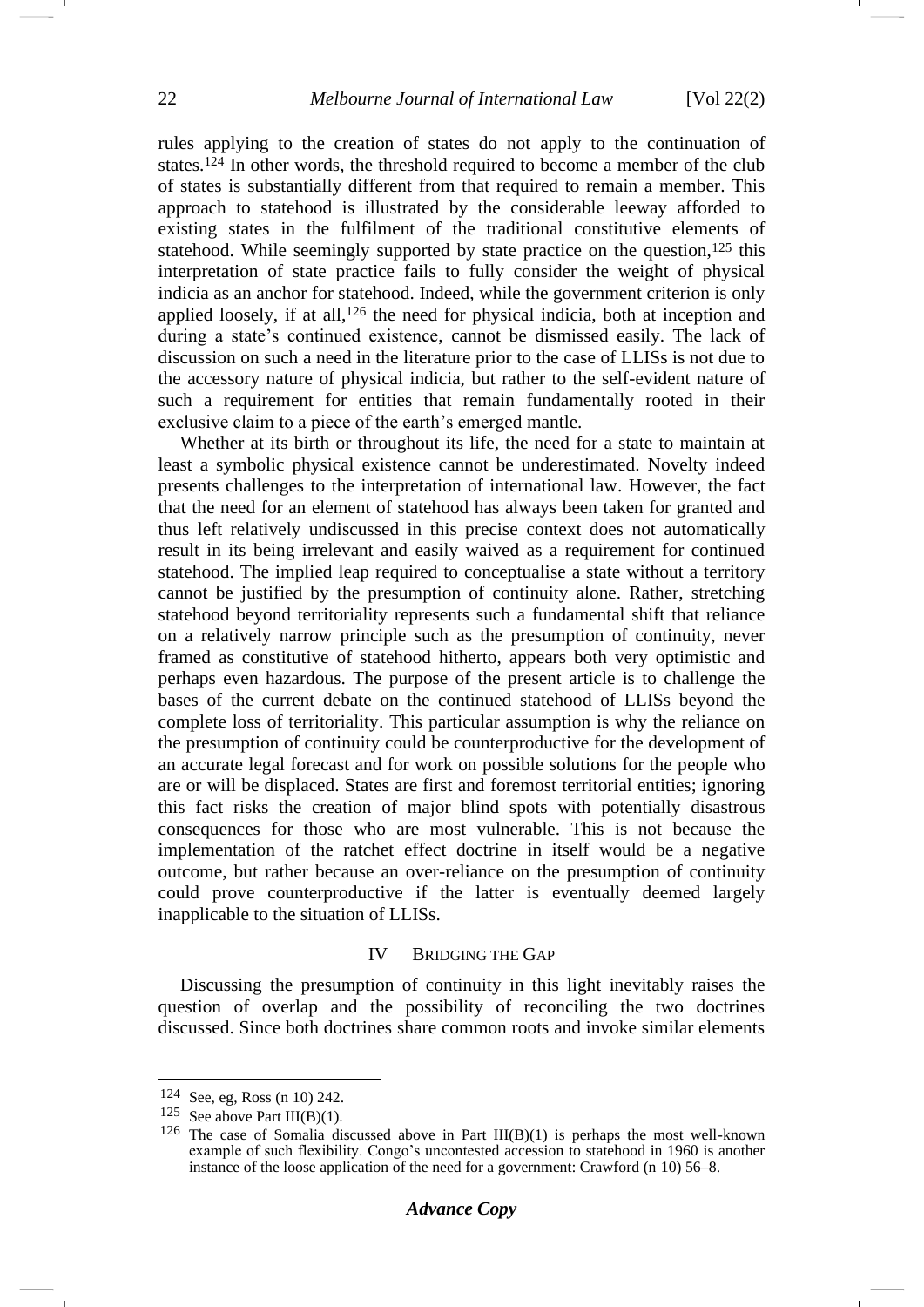rules applying to the creation of states do not apply to the continuation of states.[124] In other words, the threshold required to become a member of the club of states is substantially different from that required to remain a member. This approach to statehood is illustrated by the considerable leeway afforded to existing states in the fulfilment of the traditional constitutive elements of statehood. While seemingly supported by state practice on the question,[125] this interpretation of state practice fails to fully consider the weight of physical indicia as an anchor for statehood. Indeed, while the government criterion is only applied loosely, if at all,[126] the need for physical indicia, both at inception and during a state's continued existence, cannot be dismissed easily. The lack of discussion on such a need in the literature prior to the case of LLISs is not due to the accessory nature of physical indicia, but rather to the self-evident nature of such a requirement for entities that remain fundamentally rooted in their exclusive claim to a piece of the earth's emerged mantle.

Whether at its birth or throughout its life, the need for a state to maintain at least a symbolic physical existence cannot be underestimated. Novelty indeed presents challenges to the interpretation of international law. However, the fact that the need for an element of statehood has always been taken for granted and thus left relatively undiscussed in this precise context does not automatically result in its being irrelevant and easily waived as a requirement for continued statehood. The implied leap required to conceptualise a state without a territory cannot be justified by the presumption of continuity alone. Rather, stretching statehood beyond territoriality represents such a fundamental shift that reliance on a relatively narrow principle such as the presumption of continuity, never framed as constitutive of statehood hitherto, appears both very optimistic and perhaps even hazardous. The purpose of the present article is to challenge the bases of the current debate on the continued statehood of LLISs beyond the complete loss of territoriality. This particular assumption is why the reliance on the presumption of continuity could be counterproductive for the development of an accurate legal forecast and for work on possible solutions for the people who are or will be displaced. States are first and foremost territorial entities; ignoring this fact risks the creation of major blind spots with potentially disastrous consequences for those who are most vulnerable. This is not because the implementation of the ratchet effect doctrine in itself would be a negative outcome, but rather because an over-reliance on the presumption of continuity could prove counterproductive if the latter is eventually deemed largely inapplicable to the situation of LLISs.

## IV BRIDGING THE GAP

Discussing the presumption of continuity in this light inevitably raises the question of overlap and the possibility of reconciling the two doctrines discussed. Since both doctrines share common roots and invoke similar elements

---

[124] See, eg, Ross (n 10) 242.

[125] See above Part III(B)(1).

[126] The case of Somalia discussed above in Part III(B)(1) is perhaps the most well-known example of such flexibility. Congo's uncontested accession to statehood in 1960 is another instance of the loose application of the need for a government: Crawford (n 10) 56–8.

***Advance Copy***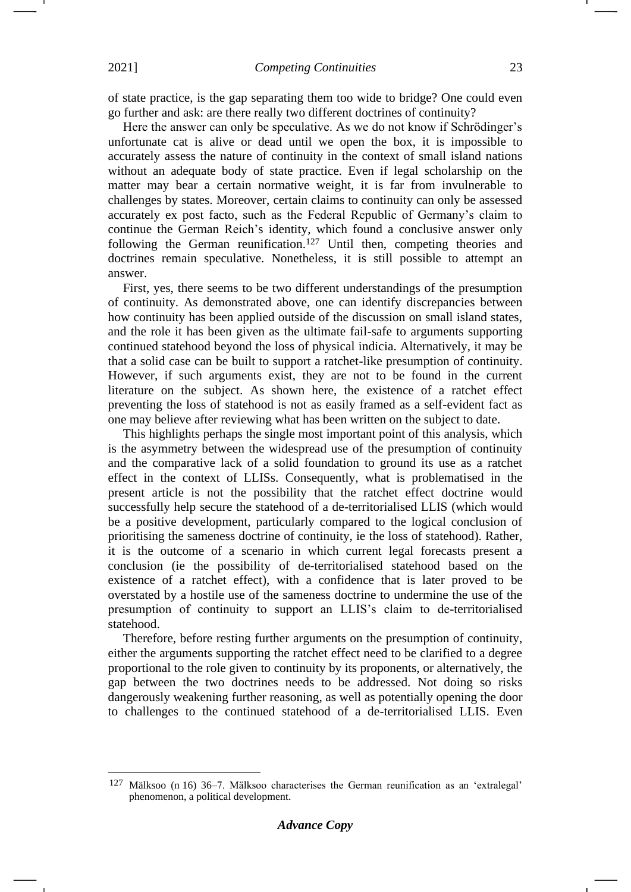of state practice, is the gap separating them too wide to bridge? One could even go further and ask: are there really two different doctrines of continuity?

Here the answer can only be speculative. As we do not know if Schrödinger's unfortunate cat is alive or dead until we open the box, it is impossible to accurately assess the nature of continuity in the context of small island nations without an adequate body of state practice. Even if legal scholarship on the matter may bear a certain normative weight, it is far from invulnerable to challenges by states. Moreover, certain claims to continuity can only be assessed accurately ex post facto, such as the Federal Republic of Germany's claim to continue the German Reich's identity, which found a conclusive answer only following the German reunification.[127] Until then, competing theories and doctrines remain speculative. Nonetheless, it is still possible to attempt an answer.

First, yes, there seems to be two different understandings of the presumption of continuity. As demonstrated above, one can identify discrepancies between how continuity has been applied outside of the discussion on small island states, and the role it has been given as the ultimate fail-safe to arguments supporting continued statehood beyond the loss of physical indicia. Alternatively, it may be that a solid case can be built to support a ratchet-like presumption of continuity. However, if such arguments exist, they are not to be found in the current literature on the subject. As shown here, the existence of a ratchet effect preventing the loss of statehood is not as easily framed as a self-evident fact as one may believe after reviewing what has been written on the subject to date.

This highlights perhaps the single most important point of this analysis, which is the asymmetry between the widespread use of the presumption of continuity and the comparative lack of a solid foundation to ground its use as a ratchet effect in the context of LLISs. Consequently, what is problematised in the present article is not the possibility that the ratchet effect doctrine would successfully help secure the statehood of a de-territorialised LLIS (which would be a positive development, particularly compared to the logical conclusion of prioritising the sameness doctrine of continuity, ie the loss of statehood). Rather, it is the outcome of a scenario in which current legal forecasts present a conclusion (ie the possibility of de-territorialised statehood based on the existence of a ratchet effect), with a confidence that is later proved to be overstated by a hostile use of the sameness doctrine to undermine the use of the presumption of continuity to support an LLIS's claim to de-territorialised statehood.

Therefore, before resting further arguments on the presumption of continuity, either the arguments supporting the ratchet effect need to be clarified to a degree proportional to the role given to continuity by its proponents, or alternatively, the gap between the two doctrines needs to be addressed. Not doing so risks dangerously weakening further reasoning, as well as potentially opening the door to challenges to the continued statehood of a de-territorialised LLIS. Even

---

[127] Mälksoo (n 16) 36–7. Mälksoo characterises the German reunification as an 'extralegal' phenomenon, a political development.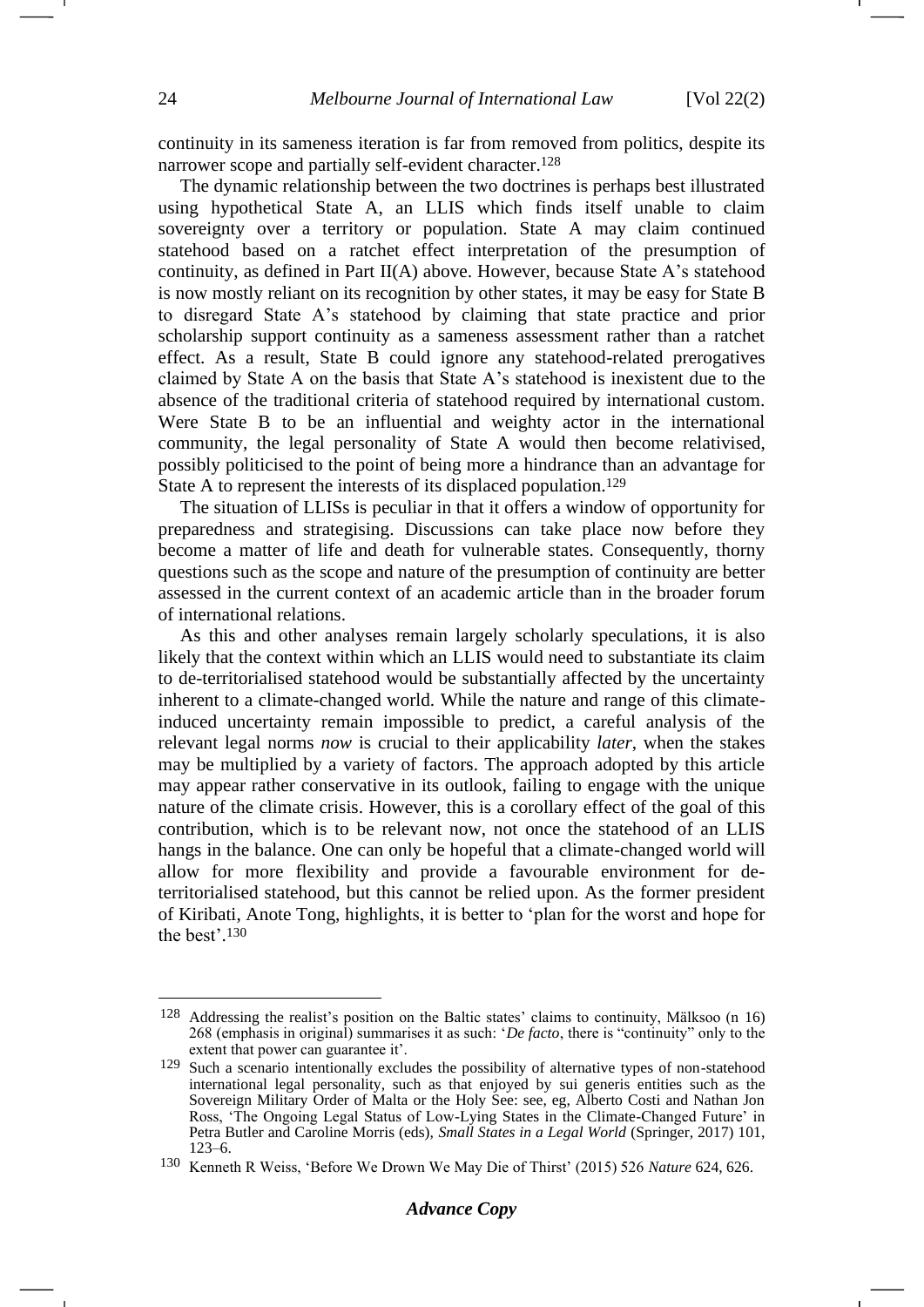continuity in its sameness iteration is far from removed from politics, despite its narrower scope and partially self-evident character.[128]

The dynamic relationship between the two doctrines is perhaps best illustrated using hypothetical State A, an LLIS which finds itself unable to claim sovereignty over a territory or population. State A may claim continued statehood based on a ratchet effect interpretation of the presumption of continuity, as defined in Part II(A) above. However, because State A's statehood is now mostly reliant on its recognition by other states, it may be easy for State B to disregard State A's statehood by claiming that state practice and prior scholarship support continuity as a sameness assessment rather than a ratchet effect. As a result, State B could ignore any statehood-related prerogatives claimed by State A on the basis that State A's statehood is inexistent due to the absence of the traditional criteria of statehood required by international custom. Were State B to be an influential and weighty actor in the international community, the legal personality of State A would then become relativised, possibly politicised to the point of being more a hindrance than an advantage for State A to represent the interests of its displaced population.[129]

The situation of LLISs is peculiar in that it offers a window of opportunity for preparedness and strategising. Discussions can take place now before they become a matter of life and death for vulnerable states. Consequently, thorny questions such as the scope and nature of the presumption of continuity are better assessed in the current context of an academic article than in the broader forum of international relations.

As this and other analyses remain largely scholarly speculations, it is also likely that the context within which an LLIS would need to substantiate its claim to de-territorialised statehood would be substantially affected by the uncertainty inherent to a climate-changed world. While the nature and range of this climate-induced uncertainty remain impossible to predict, a careful analysis of the relevant legal norms *now* is crucial to their applicability *later*, when the stakes may be multiplied by a variety of factors. The approach adopted by this article may appear rather conservative in its outlook, failing to engage with the unique nature of the climate crisis. However, this is a corollary effect of the goal of this contribution, which is to be relevant now, not once the statehood of an LLIS hangs in the balance. One can only be hopeful that a climate-changed world will allow for more flexibility and provide a favourable environment for de-territorialised statehood, but this cannot be relied upon. As the former president of Kiribati, Anote Tong, highlights, it is better to 'plan for the worst and hope for the best'.[130]

---

[128] Addressing the realist's position on the Baltic states' claims to continuity, Mälksoo (n 16) 268 (emphasis in original) summarises it as such: '*De facto*, there is "continuity" only to the extent that power can guarantee it'.

[129] Such a scenario intentionally excludes the possibility of alternative types of non-statehood international legal personality, such as that enjoyed by sui generis entities such as the Sovereign Military Order of Malta or the Holy See: see, eg, Alberto Costi and Nathan Jon Ross, 'The Ongoing Legal Status of Low-Lying States in the Climate-Changed Future' in Petra Butler and Caroline Morris (eds), *Small States in a Legal World* (Springer, 2017) 101, 123–6.

[130] Kenneth R Weiss, 'Before We Drown We May Die of Thirst' (2015) 526 *Nature* 624, 626.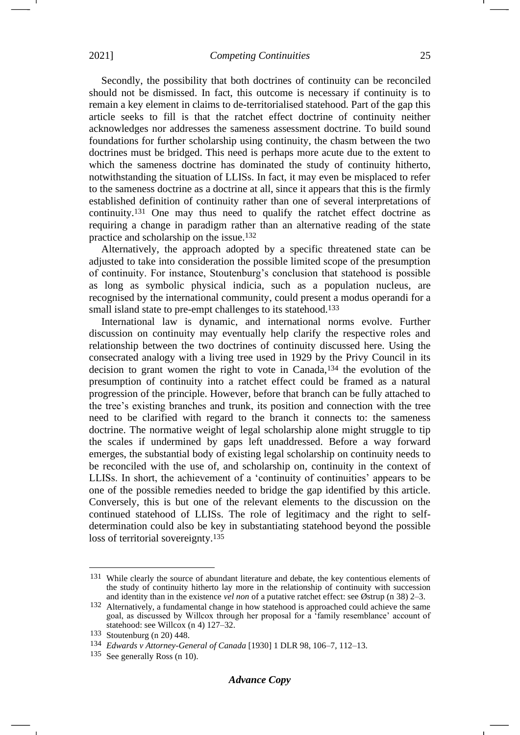Secondly, the possibility that both doctrines of continuity can be reconciled should not be dismissed. In fact, this outcome is necessary if continuity is to remain a key element in claims to de-territorialised statehood. Part of the gap this article seeks to fill is that the ratchet effect doctrine of continuity neither acknowledges nor addresses the sameness assessment doctrine. To build sound foundations for further scholarship using continuity, the chasm between the two doctrines must be bridged. This need is perhaps more acute due to the extent to which the sameness doctrine has dominated the study of continuity hitherto, notwithstanding the situation of LLISs. In fact, it may even be misplaced to refer to the sameness doctrine as a doctrine at all, since it appears that this is the firmly established definition of continuity rather than one of several interpretations of continuity.[131] One may thus need to qualify the ratchet effect doctrine as requiring a change in paradigm rather than an alternative reading of the state practice and scholarship on the issue.[132]

Alternatively, the approach adopted by a specific threatened state can be adjusted to take into consideration the possible limited scope of the presumption of continuity. For instance, Stoutenburg's conclusion that statehood is possible as long as symbolic physical indicia, such as a population nucleus, are recognised by the international community, could present a modus operandi for a small island state to pre-empt challenges to its statehood.[133]

International law is dynamic, and international norms evolve. Further discussion on continuity may eventually help clarify the respective roles and relationship between the two doctrines of continuity discussed here. Using the consecrated analogy with a living tree used in 1929 by the Privy Council in its decision to grant women the right to vote in Canada,[134] the evolution of the presumption of continuity into a ratchet effect could be framed as a natural progression of the principle. However, before that branch can be fully attached to the tree's existing branches and trunk, its position and connection with the tree need to be clarified with regard to the branch it connects to: the sameness doctrine. The normative weight of legal scholarship alone might struggle to tip the scales if undermined by gaps left unaddressed. Before a way forward emerges, the substantial body of existing legal scholarship on continuity needs to be reconciled with the use of, and scholarship on, continuity in the context of LLISs. In short, the achievement of a 'continuity of continuities' appears to be one of the possible remedies needed to bridge the gap identified by this article. Conversely, this is but one of the relevant elements to the discussion on the continued statehood of LLISs. The role of legitimacy and the right to self-determination could also be key in substantiating statehood beyond the possible loss of territorial sovereignty.[135]

---

[131] While clearly the source of abundant literature and debate, the key contentious elements of the study of continuity hitherto lay more in the relationship of continuity with succession and identity than in the existence *vel non* of a putative ratchet effect: see Østrup (n 38) 2–3.

[132] Alternatively, a fundamental change in how statehood is approached could achieve the same goal, as discussed by Willcox through her proposal for a 'family resemblance' account of statehood: see Willcox (n 4) 127–32.

[133] Stoutenburg (n 20) 448.

[134] *Edwards v Attorney-General of Canada* [1930] 1 DLR 98, 106–7, 112–13.

[135] See generally Ross (n 10).

***Advance Copy***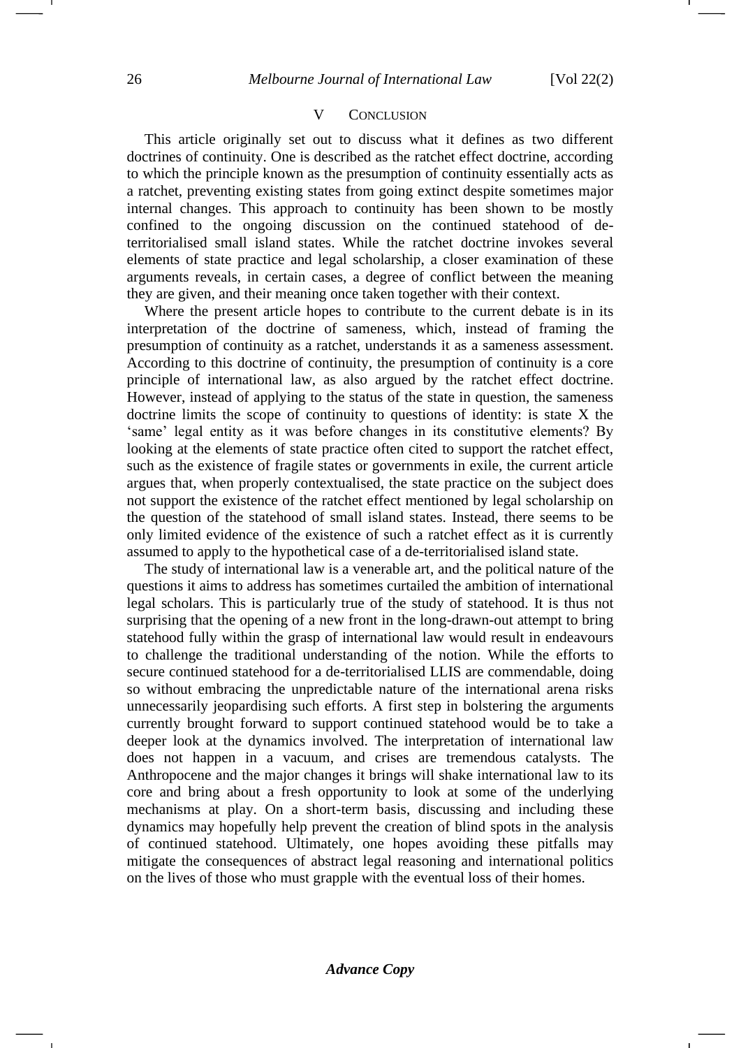## V Conclusion

This article originally set out to discuss what it defines as two different doctrines of continuity. One is described as the ratchet effect doctrine, according to which the principle known as the presumption of continuity essentially acts as a ratchet, preventing existing states from going extinct despite sometimes major internal changes. This approach to continuity has been shown to be mostly confined to the ongoing discussion on the continued statehood of de-territorialised small island states. While the ratchet doctrine invokes several elements of state practice and legal scholarship, a closer examination of these arguments reveals, in certain cases, a degree of conflict between the meaning they are given, and their meaning once taken together with their context.

Where the present article hopes to contribute to the current debate is in its interpretation of the doctrine of sameness, which, instead of framing the presumption of continuity as a ratchet, understands it as a sameness assessment. According to this doctrine of continuity, the presumption of continuity is a core principle of international law, as also argued by the ratchet effect doctrine. However, instead of applying to the status of the state in question, the sameness doctrine limits the scope of continuity to questions of identity: is state X the 'same' legal entity as it was before changes in its constitutive elements? By looking at the elements of state practice often cited to support the ratchet effect, such as the existence of fragile states or governments in exile, the current article argues that, when properly contextualised, the state practice on the subject does not support the existence of the ratchet effect mentioned by legal scholarship on the question of the statehood of small island states. Instead, there seems to be only limited evidence of the existence of such a ratchet effect as it is currently assumed to apply to the hypothetical case of a de-territorialised island state.

The study of international law is a venerable art, and the political nature of the questions it aims to address has sometimes curtailed the ambition of international legal scholars. This is particularly true of the study of statehood. It is thus not surprising that the opening of a new front in the long-drawn-out attempt to bring statehood fully within the grasp of international law would result in endeavours to challenge the traditional understanding of the notion. While the efforts to secure continued statehood for a de-territorialised LLIS are commendable, doing so without embracing the unpredictable nature of the international arena risks unnecessarily jeopardising such efforts. A first step in bolstering the arguments currently brought forward to support continued statehood would be to take a deeper look at the dynamics involved. The interpretation of international law does not happen in a vacuum, and crises are tremendous catalysts. The Anthropocene and the major changes it brings will shake international law to its core and bring about a fresh opportunity to look at some of the underlying mechanisms at play. On a short-term basis, discussing and including these dynamics may hopefully help prevent the creation of blind spots in the analysis of continued statehood. Ultimately, one hopes avoiding these pitfalls may mitigate the consequences of abstract legal reasoning and international politics on the lives of those who must grapple with the eventual loss of their homes.